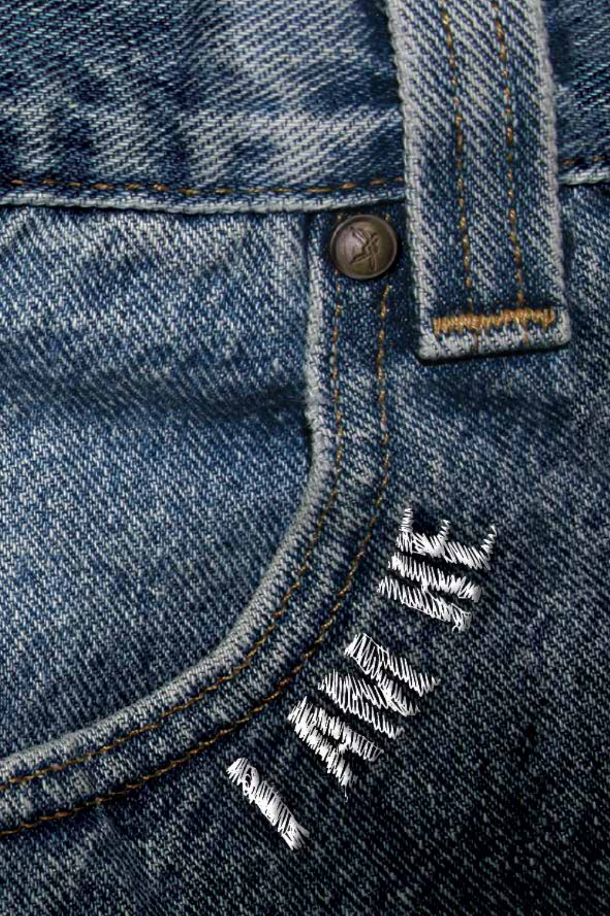I AM ME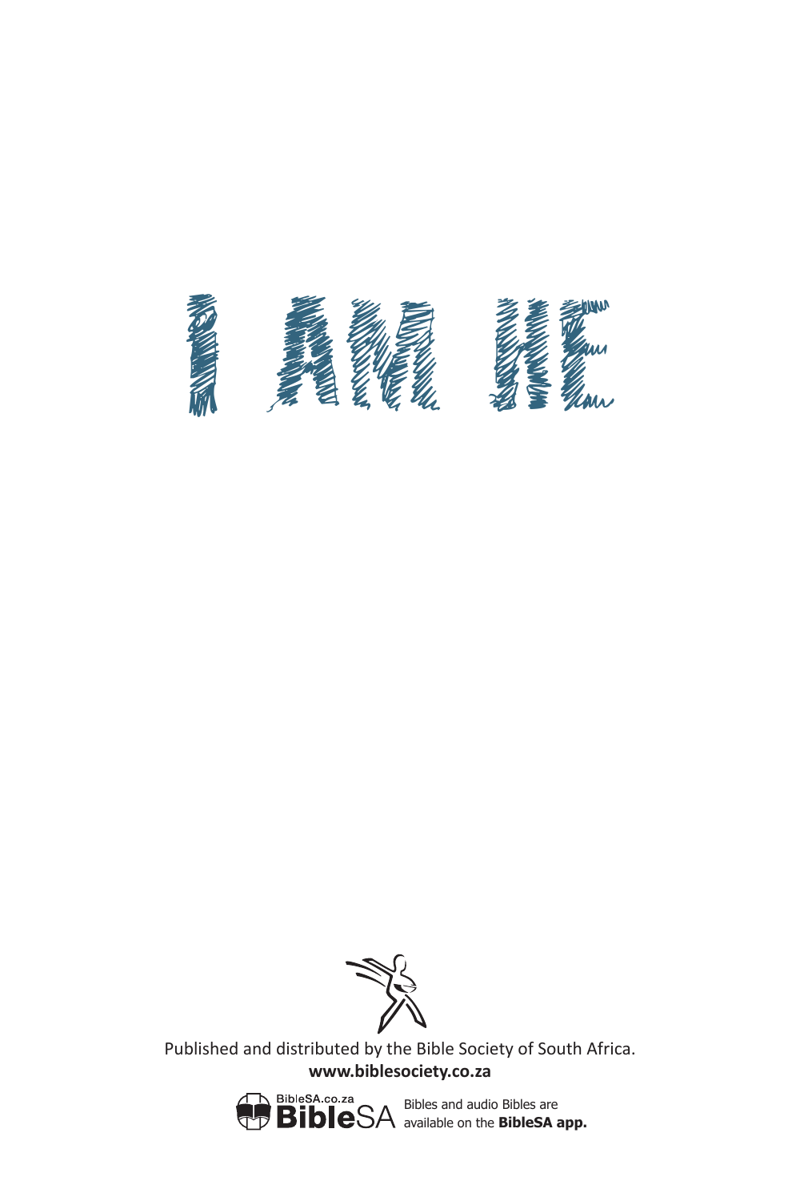# I AM HE

Published and distributed by the Bible Society of South Africa.
**www.biblesociety.co.za**

BibleSA.co.za **Bible**SA Bibles and audio Bibles are available on the **BibleSA app.**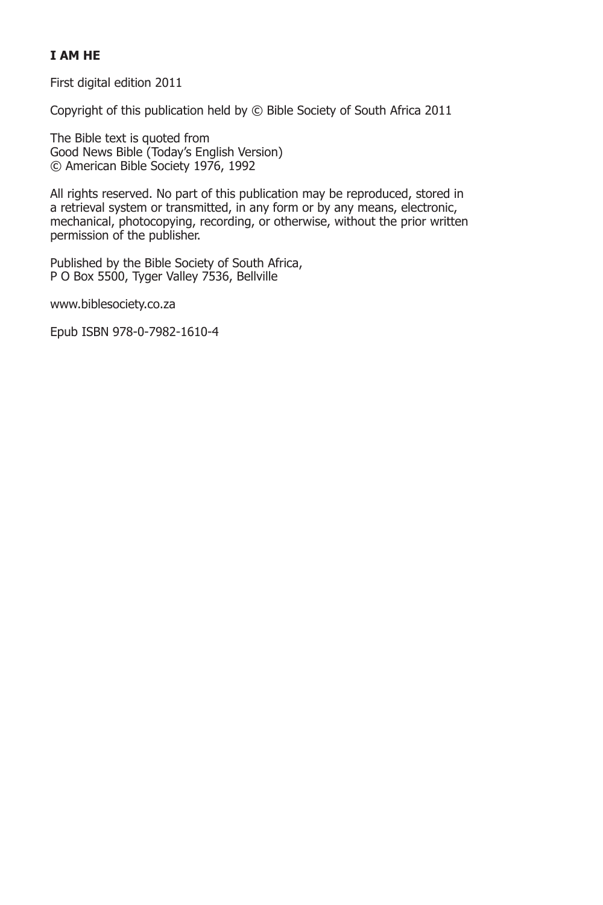**I AM HE**

First digital edition 2011

Copyright of this publication held by © Bible Society of South Africa 2011

The Bible text is quoted from
Good News Bible (Today's English Version)
© American Bible Society 1976, 1992

All rights reserved. No part of this publication may be reproduced, stored in a retrieval system or transmitted, in any form or by any means, electronic, mechanical, photocopying, recording, or otherwise, without the prior written permission of the publisher.

Published by the Bible Society of South Africa,
P O Box 5500, Tyger Valley 7536, Bellville

www.biblesociety.co.za

Epub ISBN 978-0-7982-1610-4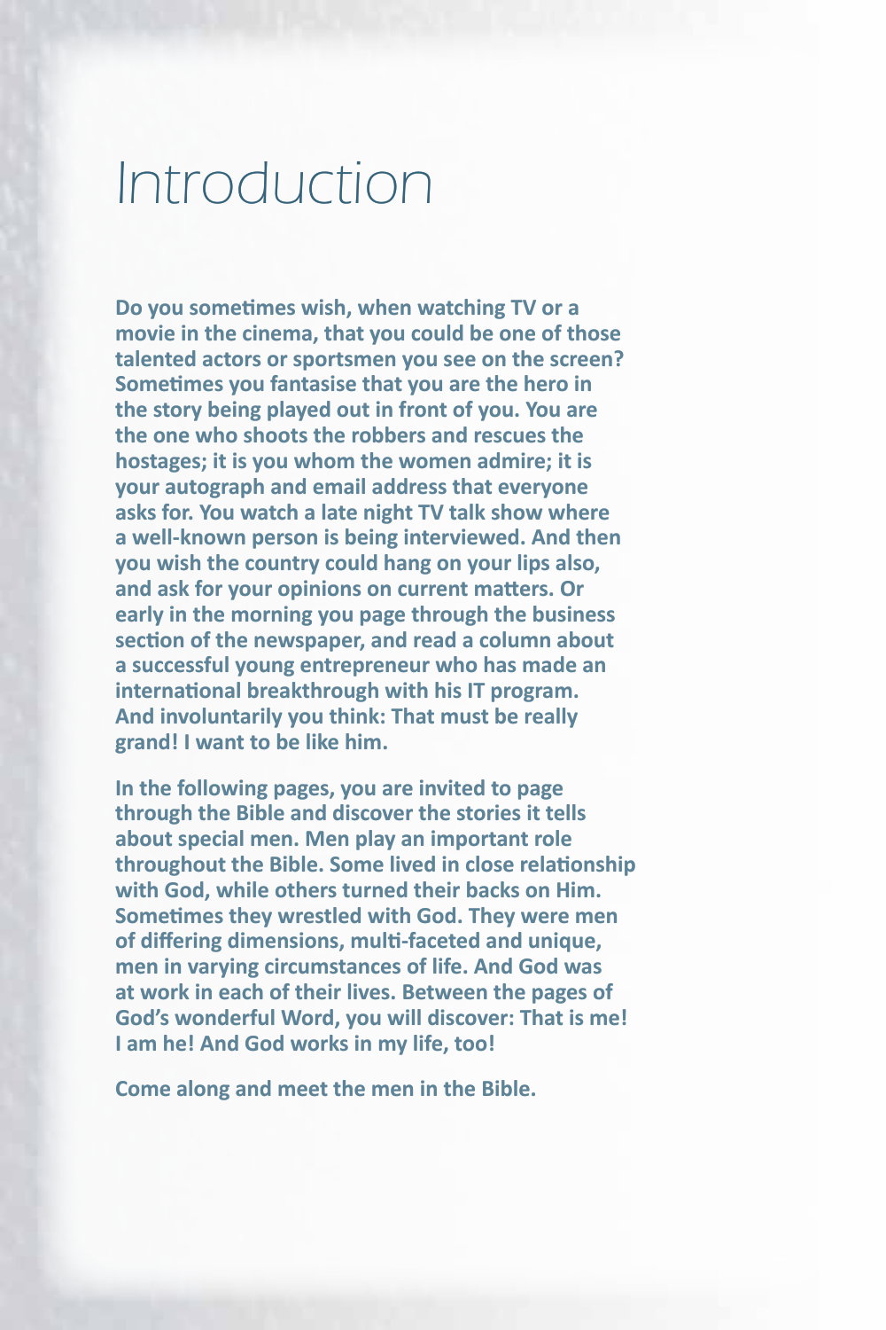# Introduction

**Do you sometimes wish, when watching TV or a movie in the cinema, that you could be one of those talented actors or sportsmen you see on the screen? Sometimes you fantasise that you are the hero in the story being played out in front of you. You are the one who shoots the robbers and rescues the hostages; it is you whom the women admire; it is your autograph and email address that everyone asks for. You watch a late night TV talk show where a well-known person is being interviewed. And then you wish the country could hang on your lips also, and ask for your opinions on current matters. Or early in the morning you page through the business section of the newspaper, and read a column about a successful young entrepreneur who has made an international breakthrough with his IT program. And involuntarily you think: That must be really grand! I want to be like him.**

**In the following pages, you are invited to page through the Bible and discover the stories it tells about special men. Men play an important role throughout the Bible. Some lived in close relationship with God, while others turned their backs on Him. Sometimes they wrestled with God. They were men of differing dimensions, multi-faceted and unique, men in varying circumstances of life. And God was at work in each of their lives. Between the pages of God's wonderful Word, you will discover: That is me! I am he! And God works in my life, too!**

**Come along and meet the men in the Bible.**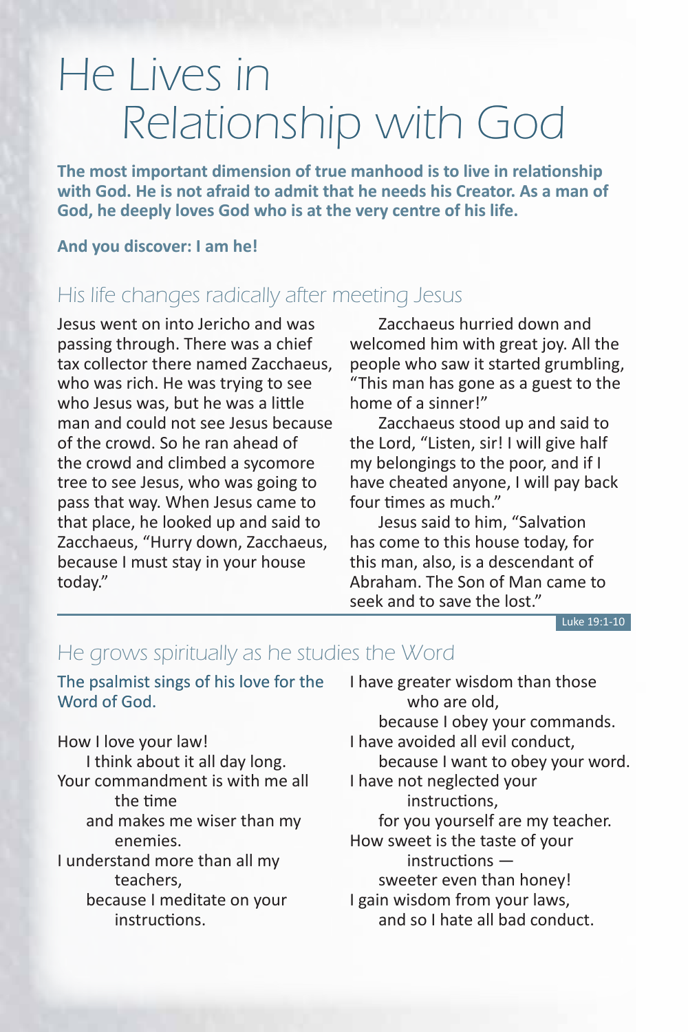# He Lives in Relationship with God

**The most important dimension of true manhood is to live in relationship with God. He is not afraid to admit that he needs his Creator. As a man of God, he deeply loves God who is at the very centre of his life.**

**And you discover: I am he!**

## His life changes radically after meeting Jesus

Jesus went on into Jericho and was passing through. There was a chief tax collector there named Zacchaeus, who was rich. He was trying to see who Jesus was, but he was a little man and could not see Jesus because of the crowd. So he ran ahead of the crowd and climbed a sycomore tree to see Jesus, who was going to pass that way. When Jesus came to that place, he looked up and said to Zacchaeus, "Hurry down, Zacchaeus, because I must stay in your house today."

Zacchaeus hurried down and welcomed him with great joy. All the people who saw it started grumbling, "This man has gone as a guest to the home of a sinner!"

Zacchaeus stood up and said to the Lord, "Listen, sir! I will give half my belongings to the poor, and if I have cheated anyone, I will pay back four times as much."

Jesus said to him, "Salvation has come to this house today, for this man, also, is a descendant of Abraham. The Son of Man came to seek and to save the lost."

Luke 19:1-10

## He grows spiritually as he studies the Word

The psalmist sings of his love for the Word of God.

How I love your law!
I think about it all day long.
Your commandment is with me all the time
and makes me wiser than my enemies.
I understand more than all my teachers,
because I meditate on your instructions.
I have greater wisdom than those who are old,
because I obey your commands.
I have avoided all evil conduct,
because I want to obey your word.
I have not neglected your instructions,
for you yourself are my teacher.
How sweet is the taste of your instructions —
sweeter even than honey!
I gain wisdom from your laws,
and so I hate all bad conduct.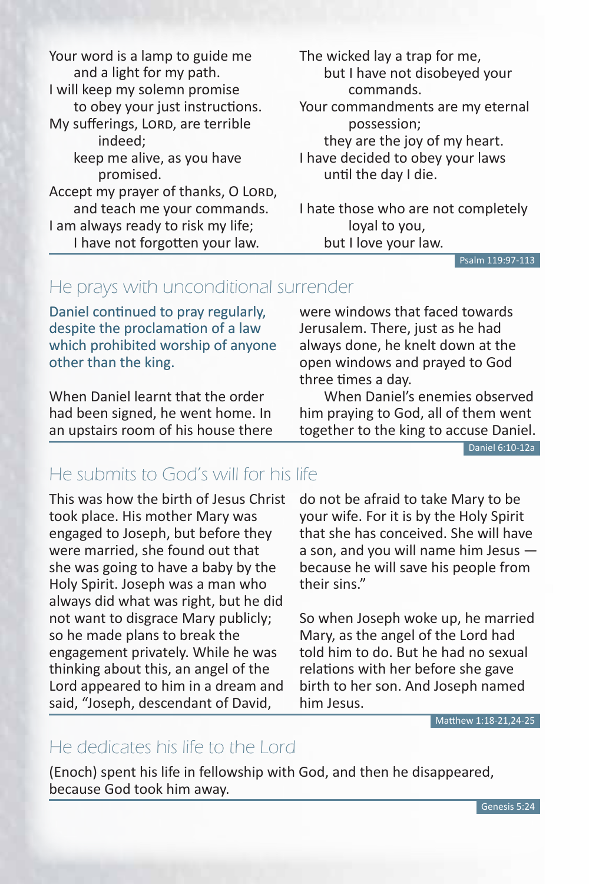Your word is a lamp to guide me
and a light for my path.
I will keep my solemn promise
to obey your just instructions.
My sufferings, LORD, are terrible indeed;
keep me alive, as you have promised.
Accept my prayer of thanks, O LORD,
and teach me your commands.
I am always ready to risk my life;
I have not forgotten your law.

The wicked lay a trap for me,
but I have not disobeyed your commands.
Your commandments are my eternal possession;
they are the joy of my heart.
I have decided to obey your laws
until the day I die.

I hate those who are not completely loyal to you,
but I love your law.

Psalm 119:97-113

## He prays with unconditional surrender

Daniel continued to pray regularly, despite the proclamation of a law which prohibited worship of anyone other than the king.

When Daniel learnt that the order had been signed, he went home. In an upstairs room of his house there were windows that faced towards Jerusalem. There, just as he had always done, he knelt down at the open windows and prayed to God three times a day.

When Daniel's enemies observed him praying to God, all of them went together to the king to accuse Daniel.

Daniel 6:10-12a

## He submits to God's will for his life

This was how the birth of Jesus Christ took place. His mother Mary was engaged to Joseph, but before they were married, she found out that she was going to have a baby by the Holy Spirit. Joseph was a man who always did what was right, but he did not want to disgrace Mary publicly; so he made plans to break the engagement privately. While he was thinking about this, an angel of the Lord appeared to him in a dream and said, "Joseph, descendant of David, do not be afraid to take Mary to be your wife. For it is by the Holy Spirit that she has conceived. She will have a son, and you will name him Jesus — because he will save his people from their sins."

So when Joseph woke up, he married Mary, as the angel of the Lord had told him to do. But he had no sexual relations with her before she gave birth to her son. And Joseph named him Jesus.

Matthew 1:18-21,24-25

## He dedicates his life to the Lord

(Enoch) spent his life in fellowship with God, and then he disappeared, because God took him away.

Genesis 5:24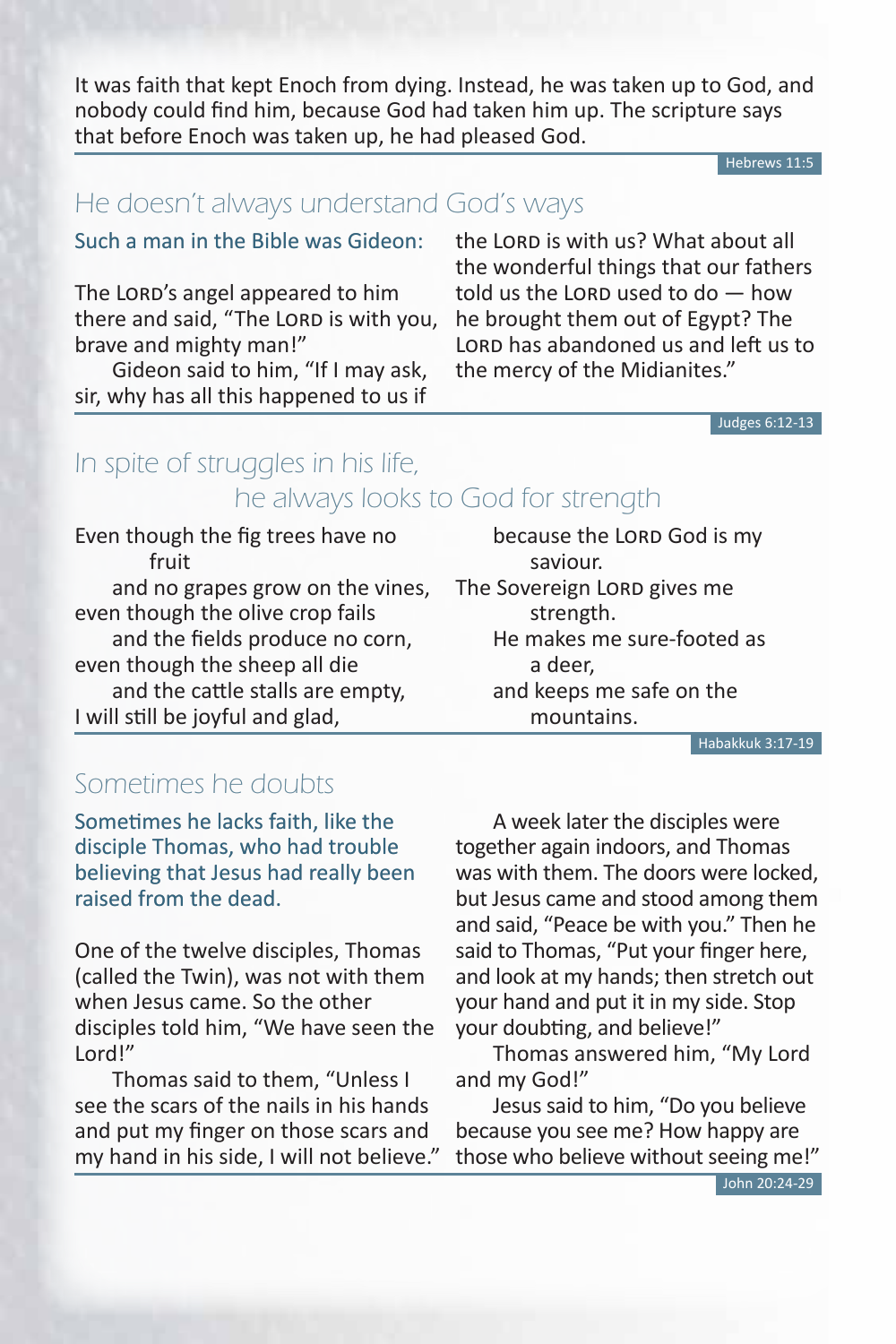It was faith that kept Enoch from dying. Instead, he was taken up to God, and nobody could find him, because God had taken him up. The scripture says that before Enoch was taken up, he had pleased God.

Hebrews 11:5

## He doesn't always understand God's ways

Such a man in the Bible was Gideon:

The LORD's angel appeared to him there and said, "The LORD is with you, brave and mighty man!"

Gideon said to him, "If I may ask, sir, why has all this happened to us if the LORD is with us? What about all the wonderful things that our fathers told us the LORD used to do — how he brought them out of Egypt? The LORD has abandoned us and left us to the mercy of the Midianites."

Judges 6:12-13

## In spite of struggles in his life, he always looks to God for strength

Even though the fig trees have no fruit
and no grapes grow on the vines,
even though the olive crop fails
and the fields produce no corn,
even though the sheep all die
and the cattle stalls are empty,
I will still be joyful and glad,
because the LORD God is my saviour.
The Sovereign LORD gives me strength.
He makes me sure-footed as a deer,
and keeps me safe on the mountains.

Habakkuk 3:17-19

## Sometimes he doubts

Sometimes he lacks faith, like the disciple Thomas, who had trouble believing that Jesus had really been raised from the dead.

One of the twelve disciples, Thomas (called the Twin), was not with them when Jesus came. So the other disciples told him, "We have seen the Lord!"

Thomas said to them, "Unless I see the scars of the nails in his hands and put my finger on those scars and my hand in his side, I will not believe."

A week later the disciples were together again indoors, and Thomas was with them. The doors were locked, but Jesus came and stood among them and said, "Peace be with you." Then he said to Thomas, "Put your finger here, and look at my hands; then stretch out your hand and put it in my side. Stop your doubting, and believe!"

Thomas answered him, "My Lord and my God!"

Jesus said to him, "Do you believe because you see me? How happy are those who believe without seeing me!"

John 20:24-29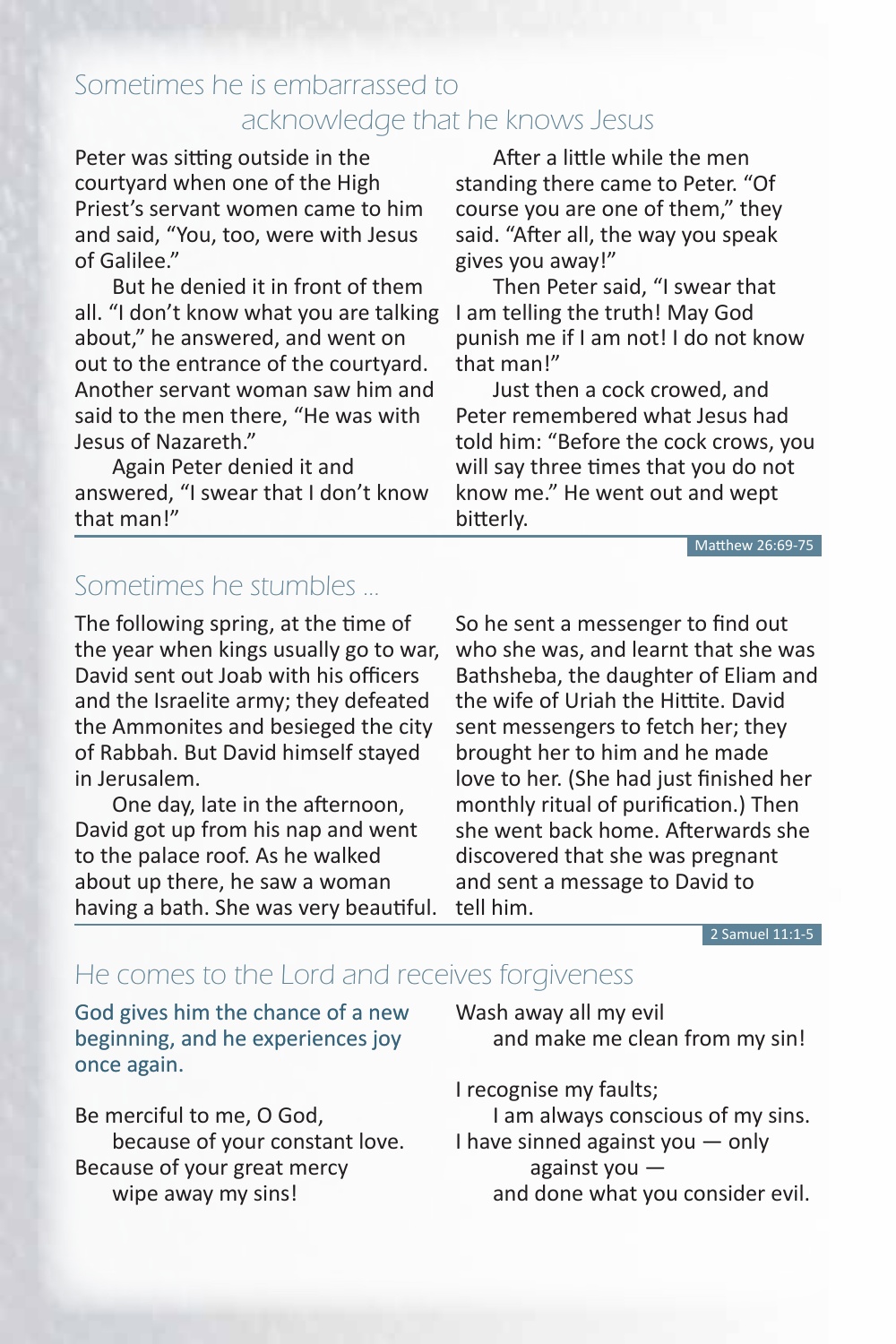## Sometimes he is embarrassed to acknowledge that he knows Jesus

Peter was sitting outside in the courtyard when one of the High Priest's servant women came to him and said, "You, too, were with Jesus of Galilee."

But he denied it in front of them all. "I don't know what you are talking about," he answered, and went on out to the entrance of the courtyard. Another servant woman saw him and said to the men there, "He was with Jesus of Nazareth."

Again Peter denied it and answered, "I swear that I don't know that man!"

After a little while the men standing there came to Peter. "Of course you are one of them," they said. "After all, the way you speak gives you away!"

Then Peter said, "I swear that I am telling the truth! May God punish me if I am not! I do not know that man!"

Just then a cock crowed, and Peter remembered what Jesus had told him: "Before the cock crows, you will say three times that you do not know me." He went out and wept bitterly.

Matthew 26:69-75

## Sometimes he stumbles …

The following spring, at the time of the year when kings usually go to war, David sent out Joab with his officers and the Israelite army; they defeated the Ammonites and besieged the city of Rabbah. But David himself stayed in Jerusalem.

One day, late in the afternoon, David got up from his nap and went to the palace roof. As he walked about up there, he saw a woman having a bath. She was very beautiful. So he sent a messenger to find out who she was, and learnt that she was Bathsheba, the daughter of Eliam and the wife of Uriah the Hittite. David sent messengers to fetch her; they brought her to him and he made love to her. (She had just finished her monthly ritual of purification.) Then she went back home. Afterwards she discovered that she was pregnant and sent a message to David to tell him.

2 Samuel 11:1-5

## He comes to the Lord and receives forgiveness

**God gives him the chance of a new beginning, and he experiences joy once again.**

Be merciful to me, O God,
because of your constant love.
Because of your great mercy
wipe away my sins!

Wash away all my evil
and make me clean from my sin!

I recognise my faults;
I am always conscious of my sins.
I have sinned against you — only
against you —
and done what you consider evil.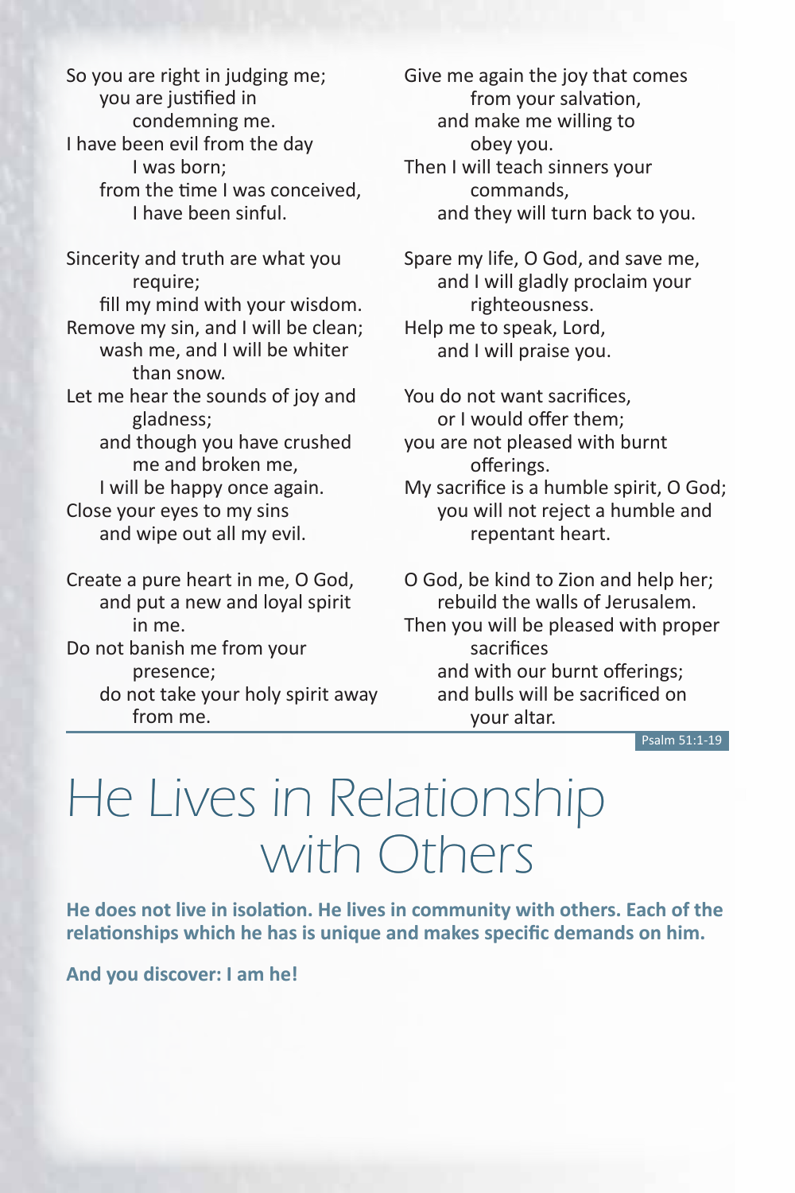So you are right in judging me;
you are justified in condemning me.
I have been evil from the day I was born;
from the time I was conceived, I have been sinful.

Sincerity and truth are what you require;
fill my mind with your wisdom.
Remove my sin, and I will be clean;
wash me, and I will be whiter than snow.
Let me hear the sounds of joy and gladness;
and though you have crushed me and broken me,
I will be happy once again.
Close your eyes to my sins
and wipe out all my evil.

Create a pure heart in me, O God,
and put a new and loyal spirit in me.
Do not banish me from your presence;
do not take your holy spirit away from me.

Give me again the joy that comes from your salvation,
and make me willing to obey you.
Then I will teach sinners your commands,
and they will turn back to you.

Spare my life, O God, and save me,
and I will gladly proclaim your righteousness.
Help me to speak, Lord,
and I will praise you.

You do not want sacrifices,
or I would offer them;
you are not pleased with burnt offerings.
My sacrifice is a humble spirit, O God;
you will not reject a humble and repentant heart.

O God, be kind to Zion and help her;
rebuild the walls of Jerusalem.
Then you will be pleased with proper sacrifices
and with our burnt offerings;
and bulls will be sacrificed on your altar.

Psalm 51:1-19

# He Lives in Relationship with Others

**He does not live in isolation. He lives in community with others. Each of the relationships which he has is unique and makes specific demands on him.**

**And you discover: I am he!**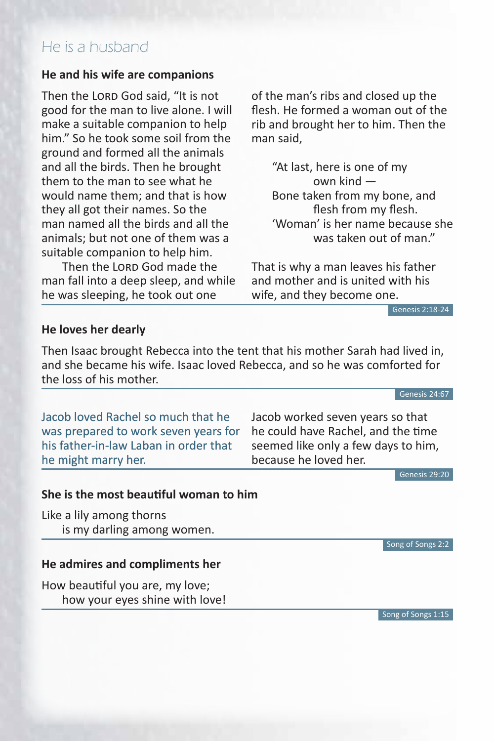## He is a husband

### He and his wife are companions

Then the LORD God said, "It is not good for the man to live alone. I will make a suitable companion to help him." So he took some soil from the ground and formed all the animals and all the birds. Then he brought them to the man to see what he would name them; and that is how they all got their names. So the man named all the birds and all the animals; but not one of them was a suitable companion to help him.

Then the LORD God made the man fall into a deep sleep, and while he was sleeping, he took out one of the man's ribs and closed up the flesh. He formed a woman out of the rib and brought her to him. Then the man said,

> "At last, here is one of my own kind —
> Bone taken from my bone, and flesh from my flesh.
> 'Woman' is her name because she was taken out of man."

That is why a man leaves his father and mother and is united with his wife, and they become one.

Genesis 2:18-24

### He loves her dearly

Then Isaac brought Rebecca into the tent that his mother Sarah had lived in, and she became his wife. Isaac loved Rebecca, and so he was comforted for the loss of his mother.

Genesis 24:67

Jacob loved Rachel so much that he was prepared to work seven years for his father-in-law Laban in order that he might marry her.

Jacob worked seven years so that he could have Rachel, and the time seemed like only a few days to him, because he loved her.

Genesis 29:20

### She is the most beautiful woman to him

Like a lily among thorns
is my darling among women.

Song of Songs 2:2

### He admires and compliments her

How beautiful you are, my love;
how your eyes shine with love!

Song of Songs 1:15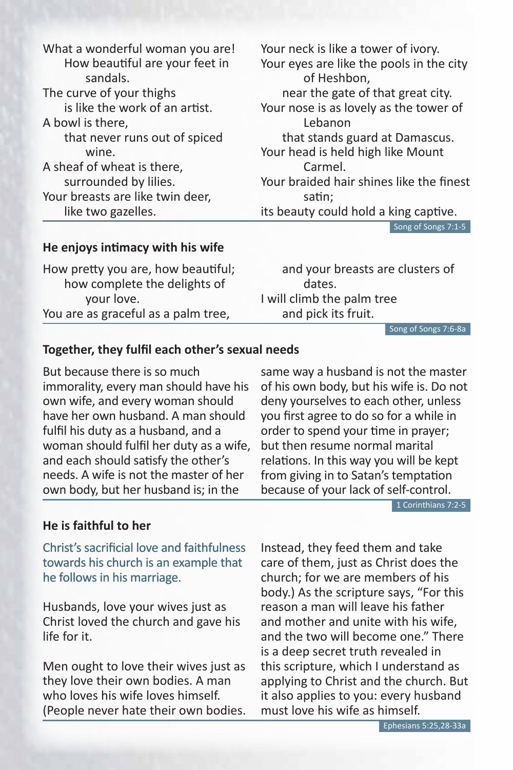What a wonderful woman you are!
How beautiful are your feet in sandals.
The curve of your thighs
is like the work of an artist.
A bowl is there,
that never runs out of spiced wine.
A sheaf of wheat is there,
surrounded by lilies.
Your breasts are like twin deer,
like two gazelles.
Your neck is like a tower of ivory.
Your eyes are like the pools in the city of Heshbon,
near the gate of that great city.
Your nose is as lovely as the tower of Lebanon
that stands guard at Damascus.
Your head is held high like Mount Carmel.
Your braided hair shines like the finest satin;
its beauty could hold a king captive.

Song of Songs 7:1-5

### He enjoys intimacy with his wife

How pretty you are, how beautiful;
how complete the delights of your love.
You are as graceful as a palm tree,
and your breasts are clusters of dates.
I will climb the palm tree
and pick its fruit.

Song of Songs 7:6-8a

### Together, they fulfil each other's sexual needs

But because there is so much immorality, every man should have his own wife, and every woman should have her own husband. A man should fulfil his duty as a husband, and a woman should fulfil her duty as a wife, and each should satisfy the other's needs. A wife is not the master of her own body, but her husband is; in the same way a husband is not the master of his own body, but his wife is. Do not deny yourselves to each other, unless you first agree to do so for a while in order to spend your time in prayer; but then resume normal marital relations. In this way you will be kept from giving in to Satan's temptation because of your lack of self-control.

1 Corinthians 7:2-5

### He is faithful to her

Christ's sacrificial love and faithfulness towards his church is an example that he follows in his marriage.

Husbands, love your wives just as Christ loved the church and gave his life for it.

Men ought to love their wives just as they love their own bodies. A man who loves his wife loves himself. (People never hate their own bodies. Instead, they feed them and take care of them, just as Christ does the church; for we are members of his body.) As the scripture says, "For this reason a man will leave his father and mother and unite with his wife, and the two will become one." There is a deep secret truth revealed in this scripture, which I understand as applying to Christ and the church. But it also applies to you: every husband must love his wife as himself.

Ephesians 5:25,28-33a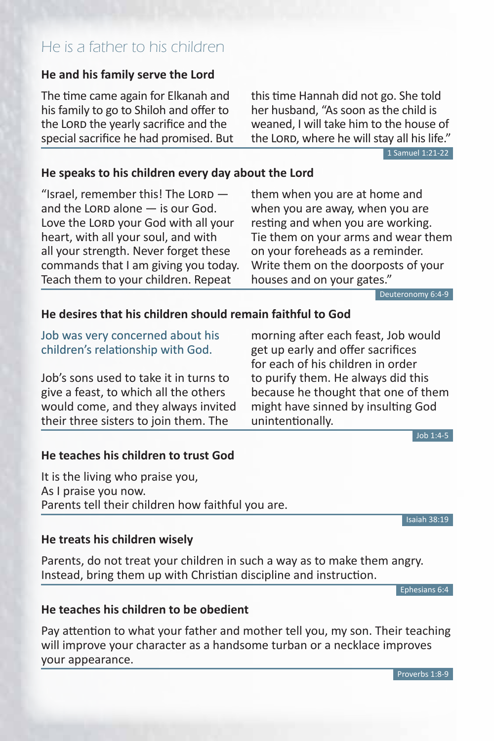# He is a father to his children

### He and his family serve the Lord

The time came again for Elkanah and his family to go to Shiloh and offer to the LORD the yearly sacrifice and the special sacrifice he had promised. But this time Hannah did not go. She told her husband, "As soon as the child is weaned, I will take him to the house of the LORD, where he will stay all his life."

1 Samuel 1:21-22

### He speaks to his children every day about the Lord

"Israel, remember this! The LORD — and the LORD alone — is our God. Love the LORD your God with all your heart, with all your soul, and with all your strength. Never forget these commands that I am giving you today. Teach them to your children. Repeat them when you are at home and when you are away, when you are resting and when you are working. Tie them on your arms and wear them on your foreheads as a reminder. Write them on the doorposts of your houses and on your gates."

Deuteronomy 6:4-9

### He desires that his children should remain faithful to God

Job was very concerned about his children's relationship with God.

Job's sons used to take it in turns to give a feast, to which all the others would come, and they always invited their three sisters to join them. The morning after each feast, Job would get up early and offer sacrifices for each of his children in order to purify them. He always did this because he thought that one of them might have sinned by insulting God unintentionally.

Job 1:4-5

### He teaches his children to trust God

It is the living who praise you,
As I praise you now.
Parents tell their children how faithful you are.

Isaiah 38:19

### He treats his children wisely

Parents, do not treat your children in such a way as to make them angry. Instead, bring them up with Christian discipline and instruction.

Ephesians 6:4

### He teaches his children to be obedient

Pay attention to what your father and mother tell you, my son. Their teaching will improve your character as a handsome turban or a necklace improves your appearance.

Proverbs 1:8-9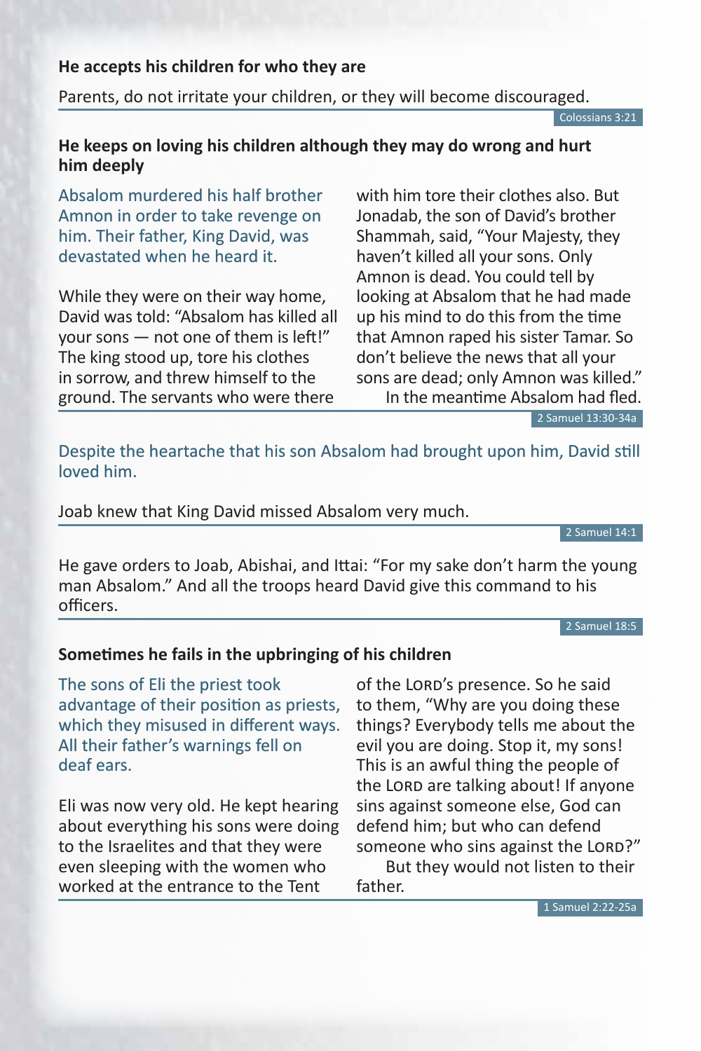**He accepts his children for who they are**

Parents, do not irritate your children, or they will become discouraged.

Colossians 3:21

**He keeps on loving his children although they may do wrong and hurt him deeply**

Absalom murdered his half brother Amnon in order to take revenge on him. Their father, King David, was devastated when he heard it.

While they were on their way home, David was told: “Absalom has killed all your sons — not one of them is left!” The king stood up, tore his clothes in sorrow, and threw himself to the ground. The servants who were there with him tore their clothes also. But Jonadab, the son of David’s brother Shammah, said, “Your Majesty, they haven’t killed all your sons. Only Amnon is dead. You could tell by looking at Absalom that he had made up his mind to do this from the time that Amnon raped his sister Tamar. So don’t believe the news that all your sons are dead; only Amnon was killed.”
In the meantime Absalom had fled.

2 Samuel 13:30-34a

Despite the heartache that his son Absalom had brought upon him, David still loved him.

Joab knew that King David missed Absalom very much.

2 Samuel 14:1

He gave orders to Joab, Abishai, and Ittai: “For my sake don’t harm the young man Absalom.” And all the troops heard David give this command to his officers.

2 Samuel 18:5

**Sometimes he fails in the upbringing of his children**

The sons of Eli the priest took advantage of their position as priests, which they misused in different ways. All their father’s warnings fell on deaf ears.

Eli was now very old. He kept hearing about everything his sons were doing to the Israelites and that they were even sleeping with the women who worked at the entrance to the Tent of the LORD’s presence. So he said to them, “Why are you doing these things? Everybody tells me about the evil you are doing. Stop it, my sons! This is an awful thing the people of the LORD are talking about! If anyone sins against someone else, God can defend him; but who can defend someone who sins against the LORD?”
But they would not listen to their father.

1 Samuel 2:22-25a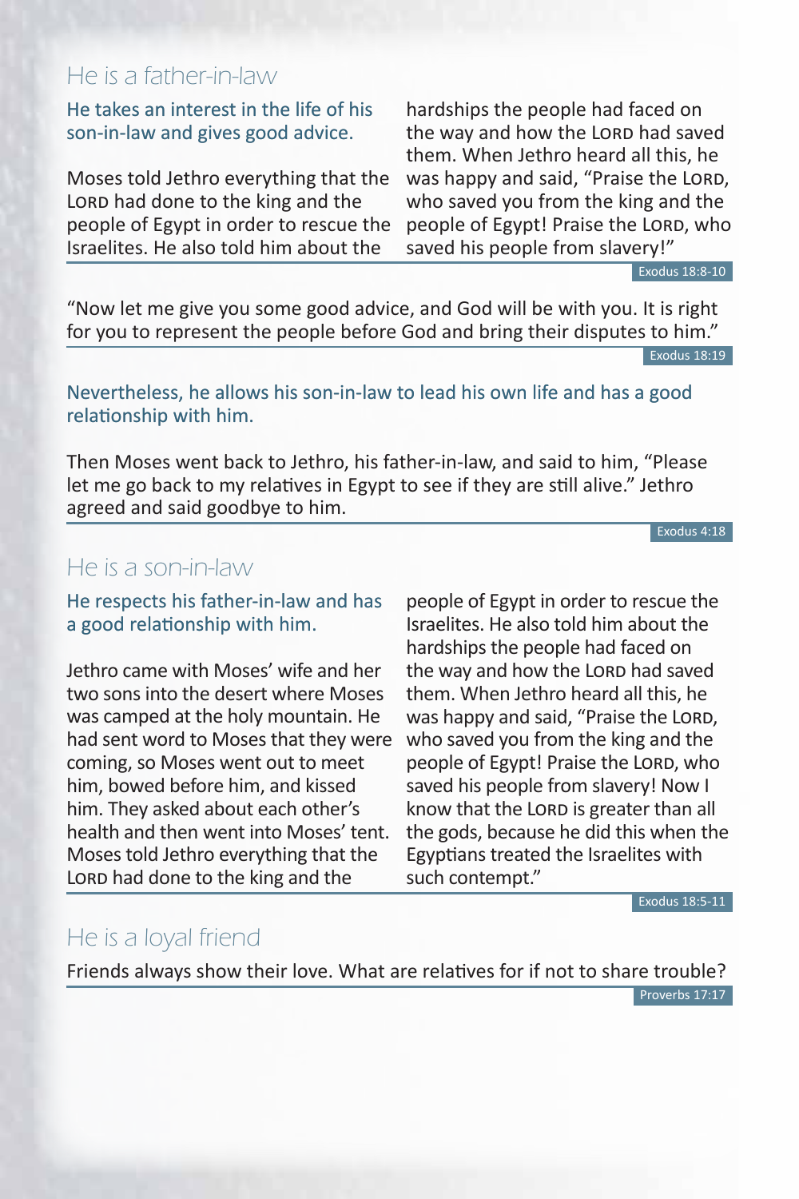## He is a father-in-law

**He takes an interest in the life of his son-in-law and gives good advice.**

Moses told Jethro everything that the LORD had done to the king and the people of Egypt in order to rescue the Israelites. He also told him about the hardships the people had faced on the way and how the LORD had saved them. When Jethro heard all this, he was happy and said, "Praise the LORD, who saved you from the king and the people of Egypt! Praise the LORD, who saved his people from slavery!"

Exodus 18:8-10

"Now let me give you some good advice, and God will be with you. It is right for you to represent the people before God and bring their disputes to him."

Exodus 18:19

**Nevertheless, he allows his son-in-law to lead his own life and has a good relationship with him.**

Then Moses went back to Jethro, his father-in-law, and said to him, "Please let me go back to my relatives in Egypt to see if they are still alive." Jethro agreed and said goodbye to him.

Exodus 4:18

## He is a son-in-law

**He respects his father-in-law and has a good relationship with him.**

Jethro came with Moses' wife and her two sons into the desert where Moses was camped at the holy mountain. He had sent word to Moses that they were coming, so Moses went out to meet him, bowed before him, and kissed him. They asked about each other's health and then went into Moses' tent. Moses told Jethro everything that the LORD had done to the king and the people of Egypt in order to rescue the Israelites. He also told him about the hardships the people had faced on the way and how the LORD had saved them. When Jethro heard all this, he was happy and said, "Praise the LORD, who saved you from the king and the people of Egypt! Praise the LORD, who saved his people from slavery! Now I know that the LORD is greater than all the gods, because he did this when the Egyptians treated the Israelites with such contempt."

Exodus 18:5-11

## He is a loyal friend

Friends always show their love. What are relatives for if not to share trouble?

Proverbs 17:17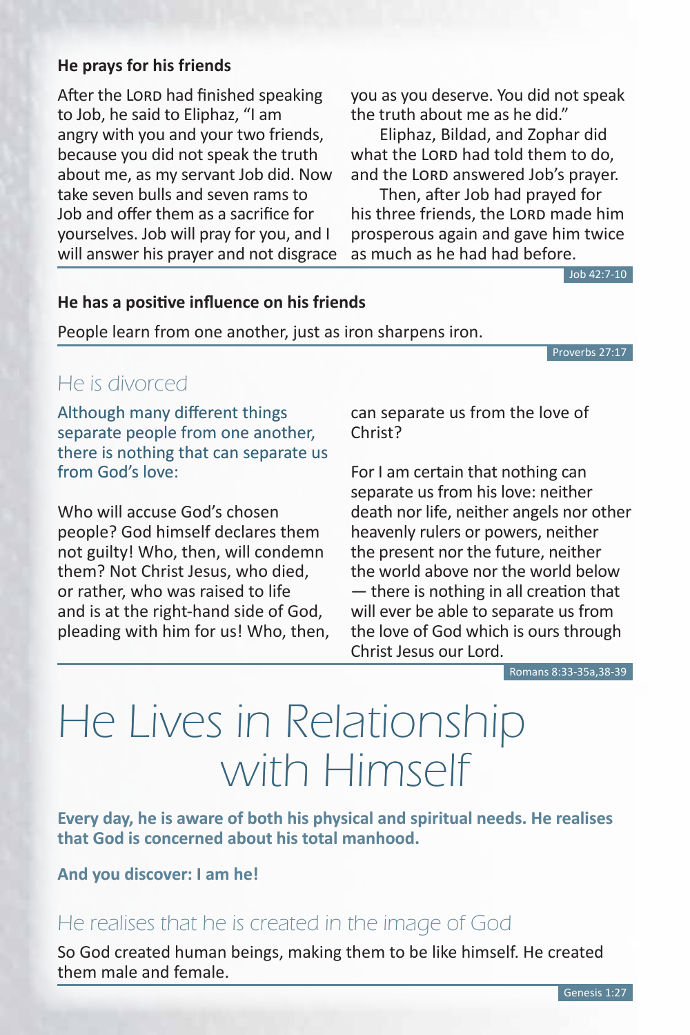### He prays for his friends

After the LORD had finished speaking to Job, he said to Eliphaz, "I am angry with you and your two friends, because you did not speak the truth about me, as my servant Job did. Now take seven bulls and seven rams to Job and offer them as a sacrifice for yourselves. Job will pray for you, and I will answer his prayer and not disgrace you as you deserve. You did not speak the truth about me as he did."

Eliphaz, Bildad, and Zophar did what the LORD had told them to do, and the LORD answered Job's prayer.

Then, after Job had prayed for his three friends, the LORD made him prosperous again and gave him twice as much as he had had before.

Job 42:7-10

### He has a positive influence on his friends

People learn from one another, just as iron sharpens iron.

Proverbs 27:17

## He is divorced

Although many different things separate people from one another, there is nothing that can separate us from God's love:

Who will accuse God's chosen people? God himself declares them not guilty! Who, then, will condemn them? Not Christ Jesus, who died, or rather, who was raised to life and is at the right-hand side of God, pleading with him for us! Who, then, can separate us from the love of Christ?

For I am certain that nothing can separate us from his love: neither death nor life, neither angels nor other heavenly rulers or powers, neither the present nor the future, neither the world above nor the world below — there is nothing in all creation that will ever be able to separate us from the love of God which is ours through Christ Jesus our Lord.

Romans 8:33-35a,38-39

# He Lives in Relationship with Himself

**Every day, he is aware of both his physical and spiritual needs. He realises that God is concerned about his total manhood.**

**And you discover: I am he!**

## He realises that he is created in the image of God

So God created human beings, making them to be like himself. He created them male and female.

Genesis 1:27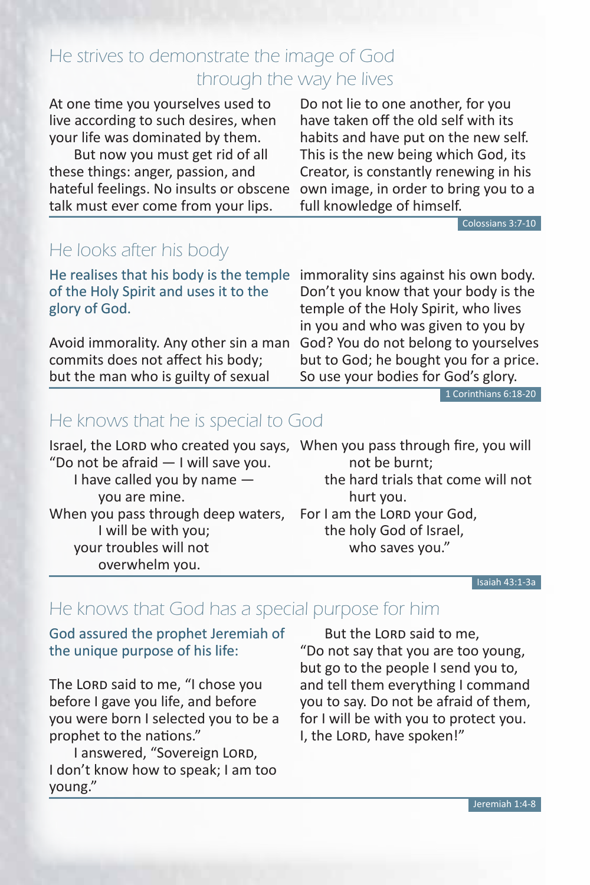## He strives to demonstrate the image of God through the way he lives

At one time you yourselves used to live according to such desires, when your life was dominated by them.

But now you must get rid of all these things: anger, passion, and hateful feelings. No insults or obscene talk must ever come from your lips. Do not lie to one another, for you have taken off the old self with its habits and have put on the new self. This is the new being which God, its Creator, is constantly renewing in his own image, in order to bring you to a full knowledge of himself.

Colossians 3:7-10

## He looks after his body

He realises that his body is the temple of the Holy Spirit and uses it to the glory of God.

Avoid immorality. Any other sin a man commits does not affect his body; but the man who is guilty of sexual immorality sins against his own body. Don't you know that your body is the temple of the Holy Spirit, who lives in you and who was given to you by God? You do not belong to yourselves but to God; he bought you for a price. So use your bodies for God's glory.

1 Corinthians 6:18-20

## He knows that he is special to God

Israel, the LORD who created you says,
"Do not be afraid — I will save you.
I have called you by name —
you are mine.
When you pass through deep waters,
I will be with you;
your troubles will not
overwhelm you.
When you pass through fire, you will
not be burnt;
the hard trials that come will not
hurt you.
For I am the LORD your God,
the holy God of Israel,
who saves you."

Isaiah 43:1-3a

## He knows that God has a special purpose for him

God assured the prophet Jeremiah of the unique purpose of his life:

The LORD said to me, "I chose you before I gave you life, and before you were born I selected you to be a prophet to the nations."

I answered, "Sovereign LORD, I don't know how to speak; I am too young."

But the LORD said to me, "Do not say that you are too young, but go to the people I send you to, and tell them everything I command you to say. Do not be afraid of them, for I will be with you to protect you. I, the LORD, have spoken!"

Jeremiah 1:4-8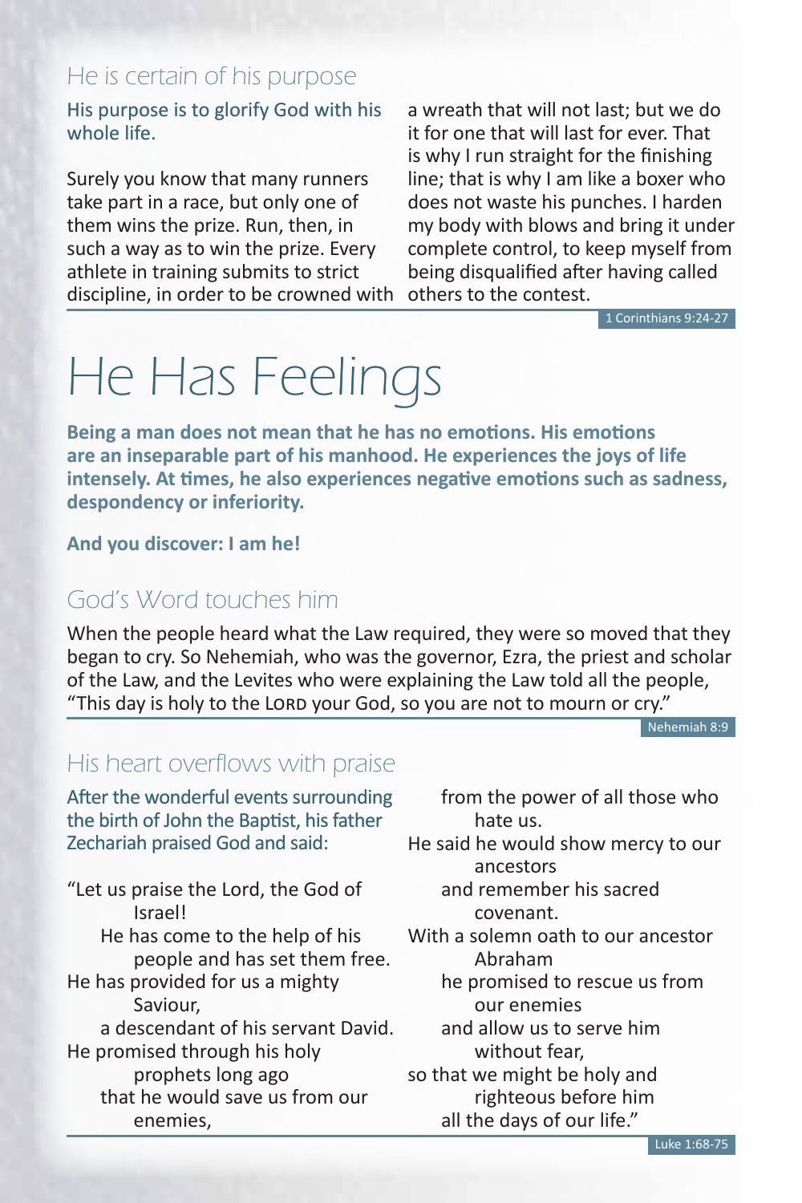### He is certain of his purpose

His purpose is to glorify God with his whole life.

Surely you know that many runners take part in a race, but only one of them wins the prize. Run, then, in such a way as to win the prize. Every athlete in training submits to strict discipline, in order to be crowned with a wreath that will not last; but we do it for one that will last for ever. That is why I run straight for the finishing line; that is why I am like a boxer who does not waste his punches. I harden my body with blows and bring it under complete control, to keep myself from being disqualified after having called others to the contest.

1 Corinthians 9:24-27

# He Has Feelings

**Being a man does not mean that he has no emotions. His emotions are an inseparable part of his manhood. He experiences the joys of life intensely. At times, he also experiences negative emotions such as sadness, despondency or inferiority.**

**And you discover: I am he!**

### God's Word touches him

When the people heard what the Law required, they were so moved that they began to cry. So Nehemiah, who was the governor, Ezra, the priest and scholar of the Law, and the Levites who were explaining the Law told all the people, "This day is holy to the LORD your God, so you are not to mourn or cry."

Nehemiah 8:9

### His heart overflows with praise

After the wonderful events surrounding the birth of John the Baptist, his father Zechariah praised God and said:

"Let us praise the Lord, the God of Israel!
He has come to the help of his people and has set them free.
He has provided for us a mighty Saviour,
a descendant of his servant David.
He promised through his holy prophets long ago
that he would save us from our enemies,
from the power of all those who hate us.
He said he would show mercy to our ancestors
and remember his sacred covenant.
With a solemn oath to our ancestor Abraham
he promised to rescue us from our enemies
and allow us to serve him without fear,
so that we might be holy and righteous before him
all the days of our life."

Luke 1:68-75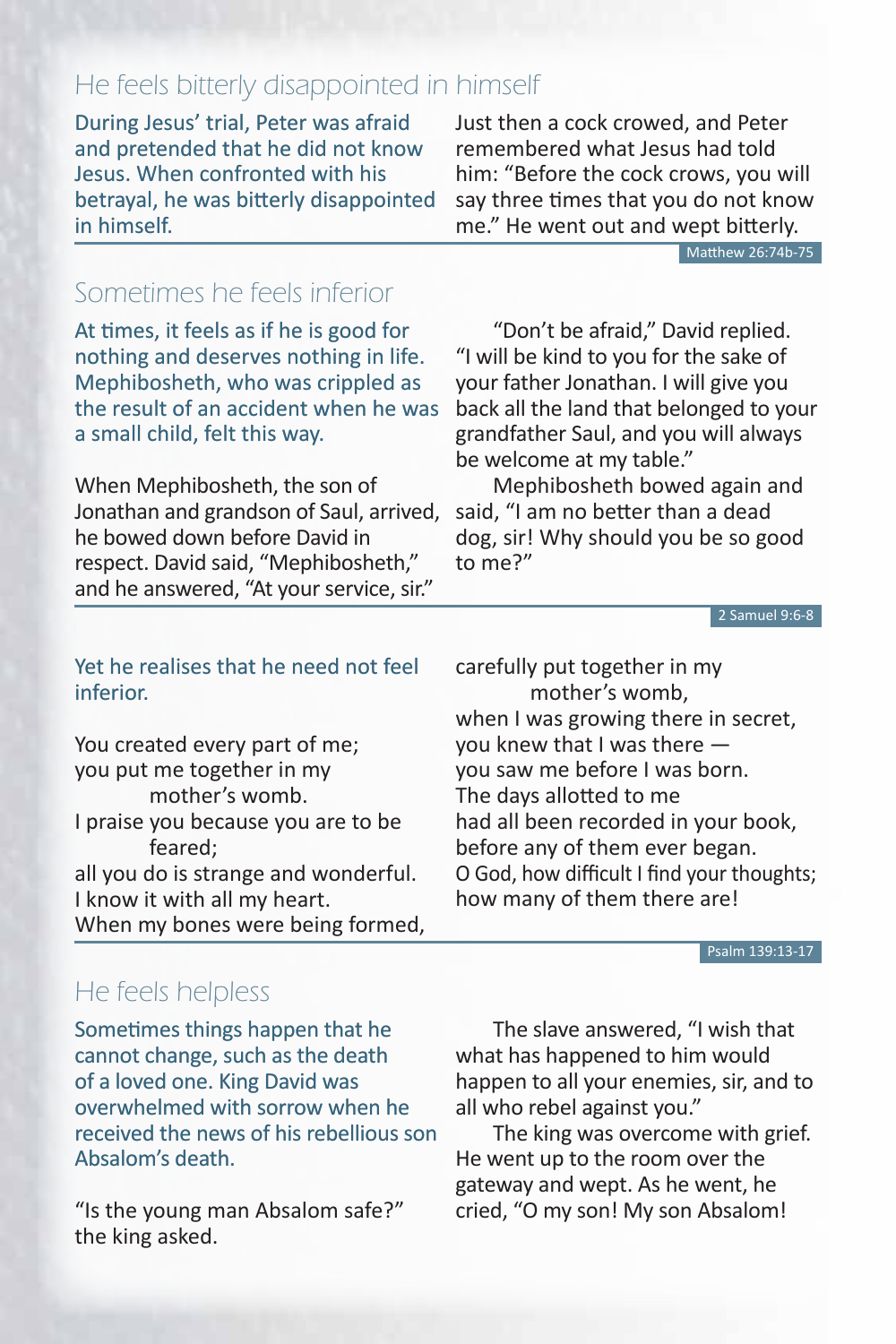## He feels bitterly disappointed in himself

During Jesus' trial, Peter was afraid and pretended that he did not know Jesus. When confronted with his betrayal, he was bitterly disappointed in himself.

Just then a cock crowed, and Peter remembered what Jesus had told him: "Before the cock crows, you will say three times that you do not know me." He went out and wept bitterly.

Matthew 26:74b-75

## Sometimes he feels inferior

At times, it feels as if he is good for nothing and deserves nothing in life. Mephibosheth, who was crippled as the result of an accident when he was a small child, felt this way.

When Mephibosheth, the son of Jonathan and grandson of Saul, arrived, he bowed down before David in respect. David said, "Mephibosheth," and he answered, "At your service, sir."

"Don't be afraid," David replied. "I will be kind to you for the sake of your father Jonathan. I will give you back all the land that belonged to your grandfather Saul, and you will always be welcome at my table."

Mephibosheth bowed again and said, "I am no better than a dead dog, sir! Why should you be so good to me?"

2 Samuel 9:6-8

Yet he realises that he need not feel inferior.

You created every part of me;
you put me together in my
mother's womb.
I praise you because you are to be
feared;
all you do is strange and wonderful.
I know it with all my heart.
When my bones were being formed,
carefully put together in my
mother's womb,
when I was growing there in secret,
you knew that I was there —
you saw me before I was born.
The days allotted to me
had all been recorded in your book,
before any of them ever began.
O God, how difficult I find your thoughts;
how many of them there are!

Psalm 139:13-17

## He feels helpless

Sometimes things happen that he cannot change, such as the death of a loved one. King David was overwhelmed with sorrow when he received the news of his rebellious son Absalom's death.

"Is the young man Absalom safe?" the king asked.

The slave answered, "I wish that what has happened to him would happen to all your enemies, sir, and to all who rebel against you."

The king was overcome with grief. He went up to the room over the gateway and wept. As he went, he cried, "O my son! My son Absalom!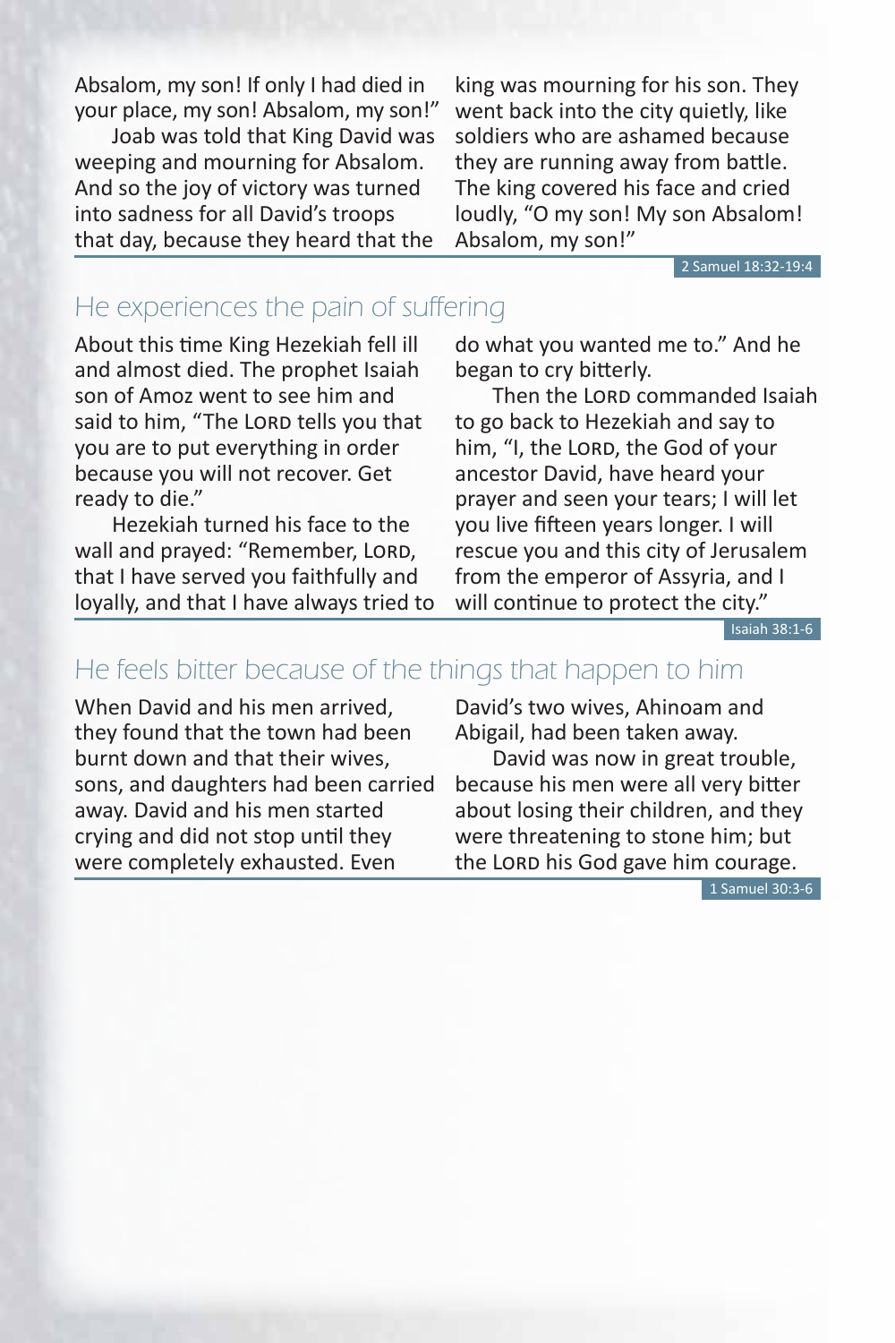Absalom, my son! If only I had died in your place, my son! Absalom, my son!"

Joab was told that King David was weeping and mourning for Absalom. And so the joy of victory was turned into sadness for all David's troops that day, because they heard that the king was mourning for his son. They went back into the city quietly, like soldiers who are ashamed because they are running away from battle. The king covered his face and cried loudly, "O my son! My son Absalom! Absalom, my son!"

2 Samuel 18:32-19:4

## He experiences the pain of suffering

About this time King Hezekiah fell ill and almost died. The prophet Isaiah son of Amoz went to see him and said to him, "The LORD tells you that you are to put everything in order because you will not recover. Get ready to die."

Hezekiah turned his face to the wall and prayed: "Remember, LORD, that I have served you faithfully and loyally, and that I have always tried to do what you wanted me to." And he began to cry bitterly.

Then the LORD commanded Isaiah to go back to Hezekiah and say to him, "I, the LORD, the God of your ancestor David, have heard your prayer and seen your tears; I will let you live fifteen years longer. I will rescue you and this city of Jerusalem from the emperor of Assyria, and I will continue to protect the city."

Isaiah 38:1-6

## He feels bitter because of the things that happen to him

When David and his men arrived, they found that the town had been burnt down and that their wives, sons, and daughters had been carried away. David and his men started crying and did not stop until they were completely exhausted. Even David's two wives, Ahinoam and Abigail, had been taken away.

David was now in great trouble, because his men were all very bitter about losing their children, and they were threatening to stone him; but the LORD his God gave him courage.

1 Samuel 30:3-6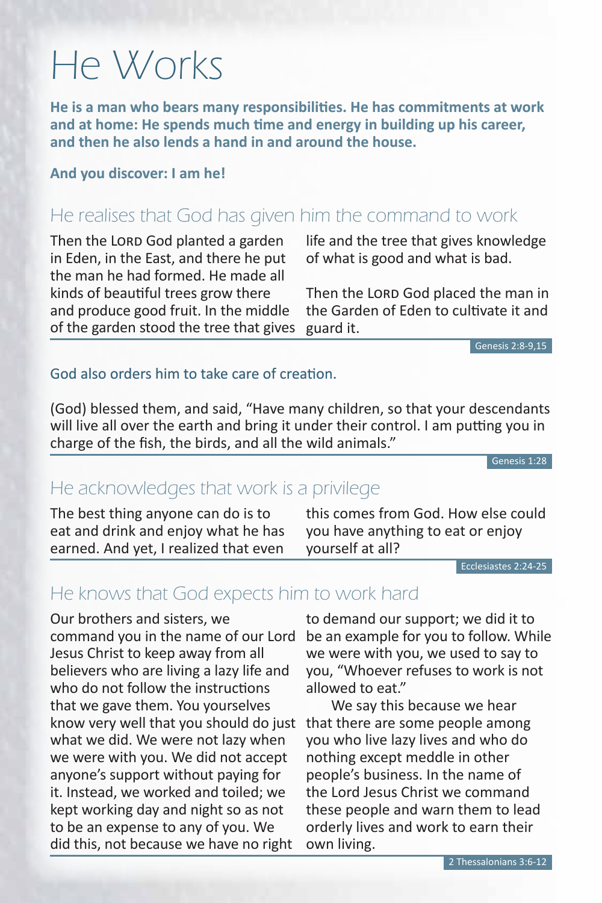# He Works

**He is a man who bears many responsibilities. He has commitments at work and at home: He spends much time and energy in building up his career, and then he also lends a hand in and around the house.**

**And you discover: I am he!**

## He realises that God has given him the command to work

Then the LORD God planted a garden in Eden, in the East, and there he put the man he had formed. He made all kinds of beautiful trees grow there and produce good fruit. In the middle of the garden stood the tree that gives life and the tree that gives knowledge of what is good and what is bad.

Then the LORD God placed the man in the Garden of Eden to cultivate it and guard it.

Genesis 2:8-9,15

God also orders him to take care of creation.

(God) blessed them, and said, "Have many children, so that your descendants will live all over the earth and bring it under their control. I am putting you in charge of the fish, the birds, and all the wild animals."

Genesis 1:28

## He acknowledges that work is a privilege

The best thing anyone can do is to eat and drink and enjoy what he has earned. And yet, I realized that even this comes from God. How else could you have anything to eat or enjoy yourself at all?

Ecclesiastes 2:24-25

## He knows that God expects him to work hard

Our brothers and sisters, we command you in the name of our Lord Jesus Christ to keep away from all believers who are living a lazy life and who do not follow the instructions that we gave them. You yourselves know very well that you should do just what we did. We were not lazy when we were with you. We did not accept anyone's support without paying for it. Instead, we worked and toiled; we kept working day and night so as not to be an expense to any of you. We did this, not because we have no right to demand our support; we did it to be an example for you to follow. While we were with you, we used to say to you, "Whoever refuses to work is not allowed to eat."

We say this because we hear that there are some people among you who live lazy lives and who do nothing except meddle in other people's business. In the name of the Lord Jesus Christ we command these people and warn them to lead orderly lives and work to earn their own living.

2 Thessalonians 3:6-12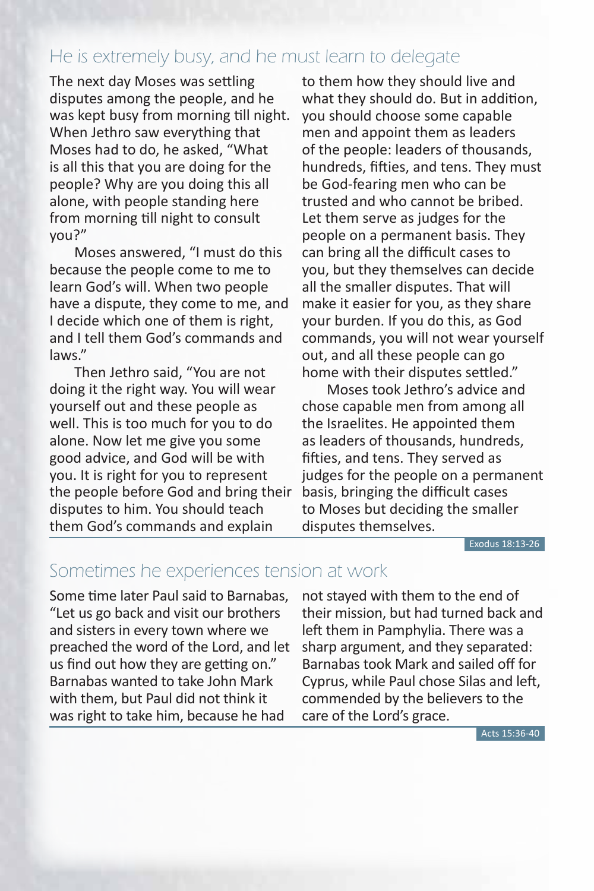## He is extremely busy, and he must learn to delegate

The next day Moses was settling disputes among the people, and he was kept busy from morning till night. When Jethro saw everything that Moses had to do, he asked, "What is all this that you are doing for the people? Why are you doing this all alone, with people standing here from morning till night to consult you?"

Moses answered, "I must do this because the people come to me to learn God's will. When two people have a dispute, they come to me, and I decide which one of them is right, and I tell them God's commands and laws."

Then Jethro said, "You are not doing it the right way. You will wear yourself out and these people as well. This is too much for you to do alone. Now let me give you some good advice, and God will be with you. It is right for you to represent the people before God and bring their disputes to him. You should teach them God's commands and explain to them how they should live and what they should do. But in addition, you should choose some capable men and appoint them as leaders of the people: leaders of thousands, hundreds, fifties, and tens. They must be God-fearing men who can be trusted and who cannot be bribed. Let them serve as judges for the people on a permanent basis. They can bring all the difficult cases to you, but they themselves can decide all the smaller disputes. That will make it easier for you, as they share your burden. If you do this, as God commands, you will not wear yourself out, and all these people can go home with their disputes settled."

Moses took Jethro's advice and chose capable men from among all the Israelites. He appointed them as leaders of thousands, hundreds, fifties, and tens. They served as judges for the people on a permanent basis, bringing the difficult cases to Moses but deciding the smaller disputes themselves.

Exodus 18:13-26

## Sometimes he experiences tension at work

Some time later Paul said to Barnabas, "Let us go back and visit our brothers and sisters in every town where we preached the word of the Lord, and let us find out how they are getting on." Barnabas wanted to take John Mark with them, but Paul did not think it was right to take him, because he had not stayed with them to the end of their mission, but had turned back and left them in Pamphylia. There was a sharp argument, and they separated: Barnabas took Mark and sailed off for Cyprus, while Paul chose Silas and left, commended by the believers to the care of the Lord's grace.

Acts 15:36-40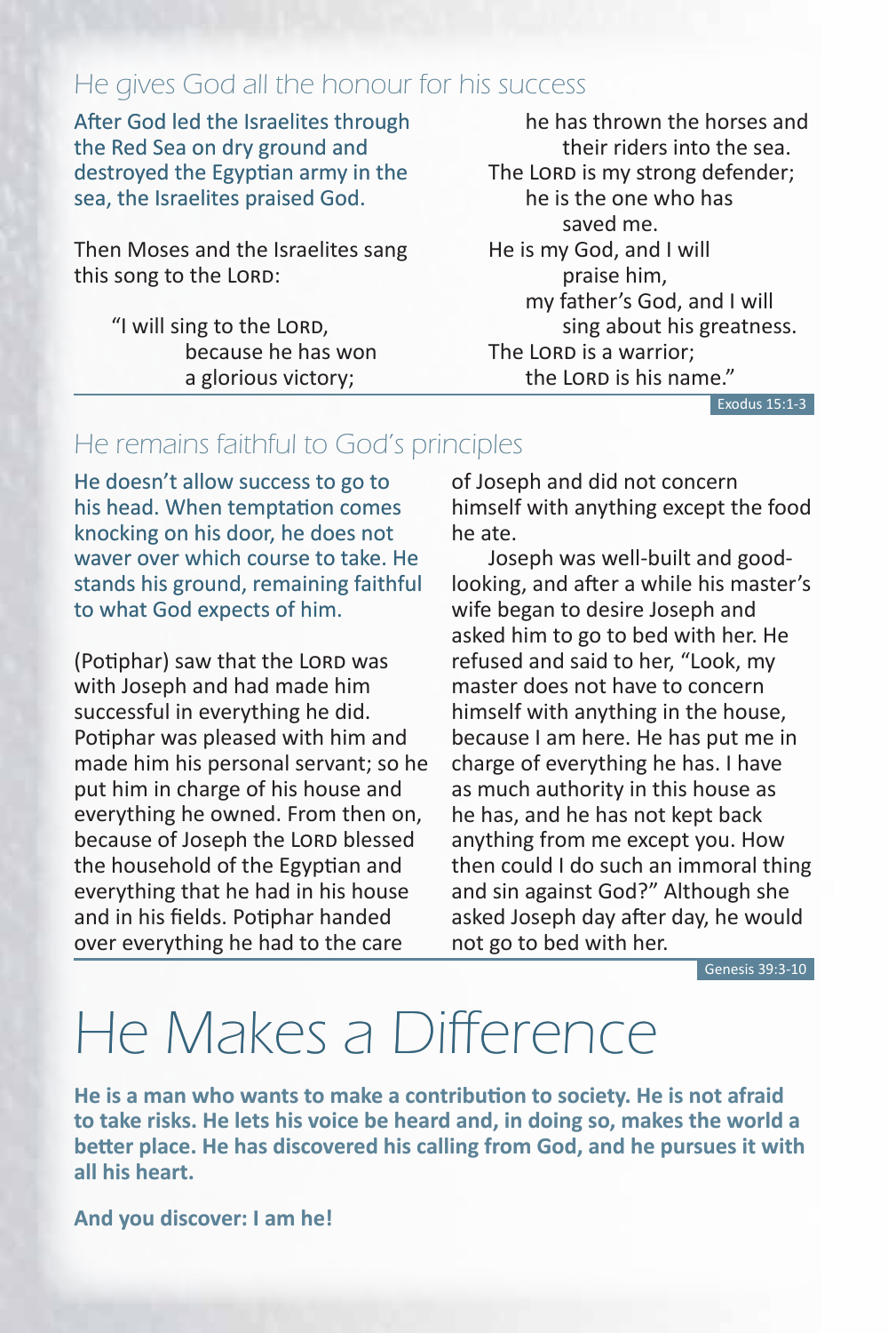### He gives God all the honour for his success

After God led the Israelites through the Red Sea on dry ground and destroyed the Egyptian army in the sea, the Israelites praised God.

Then Moses and the Israelites sang this song to the LORD:

> "I will sing to the LORD,
> because he has won a glorious victory;
> he has thrown the horses and their riders into the sea.
> The LORD is my strong defender;
> he is the one who has saved me.
> He is my God, and I will praise him,
> my father's God, and I will sing about his greatness.
> The LORD is a warrior;
> the LORD is his name."

Exodus 15:1-3

### He remains faithful to God's principles

He doesn't allow success to go to his head. When temptation comes knocking on his door, he does not waver over which course to take. He stands his ground, remaining faithful to what God expects of him.

(Potiphar) saw that the LORD was with Joseph and had made him successful in everything he did. Potiphar was pleased with him and made him his personal servant; so he put him in charge of his house and everything he owned. From then on, because of Joseph the LORD blessed the household of the Egyptian and everything that he had in his house and in his fields. Potiphar handed over everything he had to the care of Joseph and did not concern himself with anything except the food he ate.

Joseph was well-built and good-looking, and after a while his master's wife began to desire Joseph and asked him to go to bed with her. He refused and said to her, "Look, my master does not have to concern himself with anything in the house, because I am here. He has put me in charge of everything he has. I have as much authority in this house as he has, and he has not kept back anything from me except you. How then could I do such an immoral thing and sin against God?" Although she asked Joseph day after day, he would not go to bed with her.

Genesis 39:3-10

# He Makes a Difference

**He is a man who wants to make a contribution to society. He is not afraid to take risks. He lets his voice be heard and, in doing so, makes the world a better place. He has discovered his calling from God, and he pursues it with all his heart.**

**And you discover: I am he!**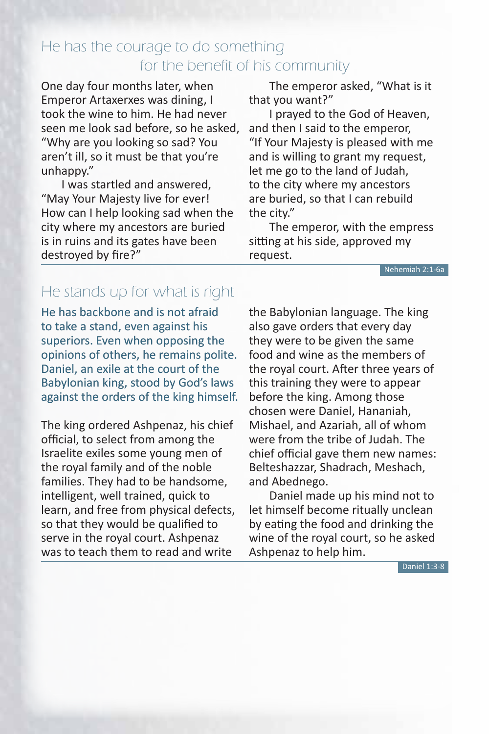## He has the courage to do something for the benefit of his community

One day four months later, when Emperor Artaxerxes was dining, I took the wine to him. He had never seen me look sad before, so he asked, "Why are you looking so sad? You aren't ill, so it must be that you're unhappy."

I was startled and answered, "May Your Majesty live for ever! How can I help looking sad when the city where my ancestors are buried is in ruins and its gates have been destroyed by fire?"

The emperor asked, "What is it that you want?"

I prayed to the God of Heaven, and then I said to the emperor, "If Your Majesty is pleased with me and is willing to grant my request, let me go to the land of Judah, to the city where my ancestors are buried, so that I can rebuild the city."

The emperor, with the empress sitting at his side, approved my request.

Nehemiah 2:1-6a

## He stands up for what is right

**He has backbone and is not afraid to take a stand, even against his superiors. Even when opposing the opinions of others, he remains polite. Daniel, an exile at the court of the Babylonian king, stood by God's laws against the orders of the king himself.**

The king ordered Ashpenaz, his chief official, to select from among the Israelite exiles some young men of the royal family and of the noble families. They had to be handsome, intelligent, well trained, quick to learn, and free from physical defects, so that they would be qualified to serve in the royal court. Ashpenaz was to teach them to read and write the Babylonian language. The king also gave orders that every day they were to be given the same food and wine as the members of the royal court. After three years of this training they were to appear before the king. Among those chosen were Daniel, Hananiah, Mishael, and Azariah, all of whom were from the tribe of Judah. The chief official gave them new names: Belteshazzar, Shadrach, Meshach, and Abednego.

Daniel made up his mind not to let himself become ritually unclean by eating the food and drinking the wine of the royal court, so he asked Ashpenaz to help him.

Daniel 1:3-8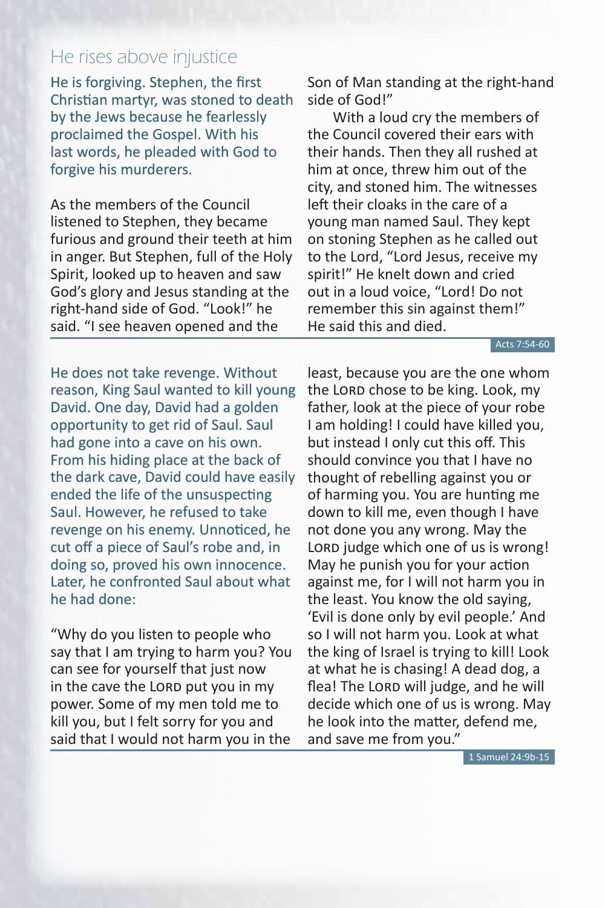## He rises above injustice

**He is forgiving. Stephen, the first Christian martyr, was stoned to death by the Jews because he fearlessly proclaimed the Gospel. With his last words, he pleaded with God to forgive his murderers.**

As the members of the Council listened to Stephen, they became furious and ground their teeth at him in anger. But Stephen, full of the Holy Spirit, looked up to heaven and saw God's glory and Jesus standing at the right-hand side of God. "Look!" he said. "I see heaven opened and the Son of Man standing at the right-hand side of God!"

With a loud cry the members of the Council covered their ears with their hands. Then they all rushed at him at once, threw him out of the city, and stoned him. The witnesses left their cloaks in the care of a young man named Saul. They kept on stoning Stephen as he called out to the Lord, "Lord Jesus, receive my spirit!" He knelt down and cried out in a loud voice, "Lord! Do not remember this sin against them!" He said this and died.

Acts 7:54-60

**He does not take revenge. Without reason, King Saul wanted to kill young David. One day, David had a golden opportunity to get rid of Saul. Saul had gone into a cave on his own. From his hiding place at the back of the dark cave, David could have easily ended the life of the unsuspecting Saul. However, he refused to take revenge on his enemy. Unnoticed, he cut off a piece of Saul's robe and, in doing so, proved his own innocence. Later, he confronted Saul about what he had done:**

"Why do you listen to people who say that I am trying to harm you? You can see for yourself that just now in the cave the LORD put you in my power. Some of my men told me to kill you, but I felt sorry for you and said that I would not harm you in the least, because you are the one whom the LORD chose to be king. Look, my father, look at the piece of your robe I am holding! I could have killed you, but instead I only cut this off. This should convince you that I have no thought of rebelling against you or of harming you. You are hunting me down to kill me, even though I have not done you any wrong. May the LORD judge which one of us is wrong! May he punish you for your action against me, for I will not harm you in the least. You know the old saying, 'Evil is done only by evil people.' And so I will not harm you. Look at what the king of Israel is trying to kill! Look at what he is chasing! A dead dog, a flea! The LORD will judge, and he will decide which one of us is wrong. May he look into the matter, defend me, and save me from you."

1 Samuel 24:9b-15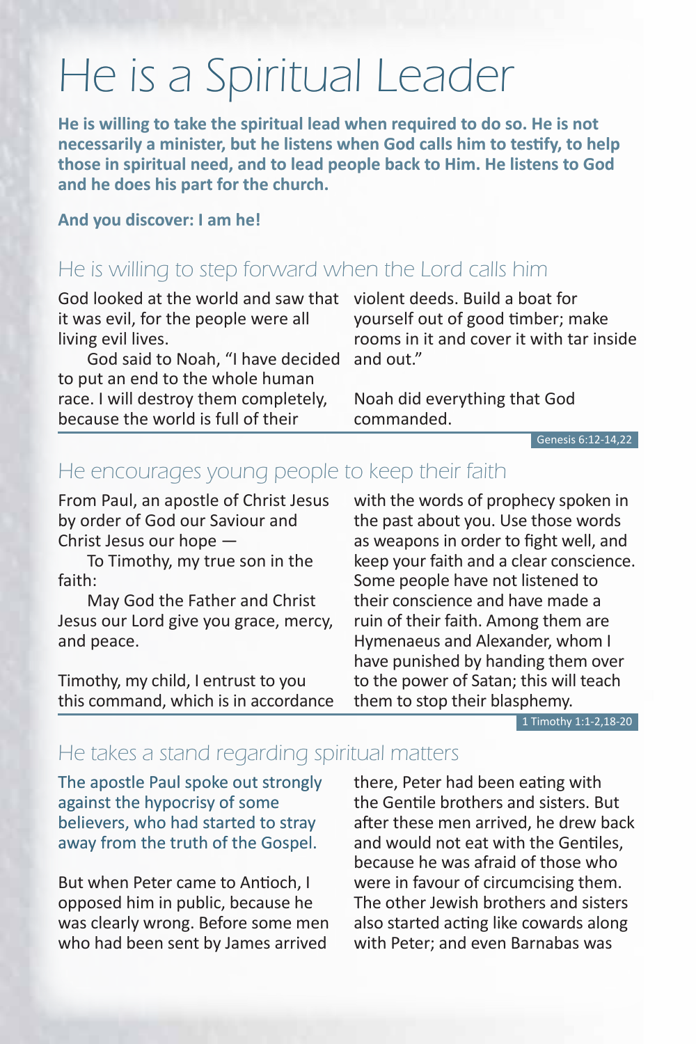# He is a Spiritual Leader

**He is willing to take the spiritual lead when required to do so. He is not necessarily a minister, but he listens when God calls him to testify, to help those in spiritual need, and to lead people back to Him. He listens to God and he does his part for the church.**

**And you discover: I am he!**

## He is willing to step forward when the Lord calls him

God looked at the world and saw that it was evil, for the people were all living evil lives.

God said to Noah, "I have decided to put an end to the whole human race. I will destroy them completely, because the world is full of their violent deeds. Build a boat for yourself out of good timber; make rooms in it and cover it with tar inside and out."

Noah did everything that God commanded.

Genesis 6:12-14,22

## He encourages young people to keep their faith

From Paul, an apostle of Christ Jesus by order of God our Saviour and Christ Jesus our hope —

To Timothy, my true son in the faith:

May God the Father and Christ Jesus our Lord give you grace, mercy, and peace.

Timothy, my child, I entrust to you this command, which is in accordance with the words of prophecy spoken in the past about you. Use those words as weapons in order to fight well, and keep your faith and a clear conscience. Some people have not listened to their conscience and have made a ruin of their faith. Among them are Hymenaeus and Alexander, whom I have punished by handing them over to the power of Satan; this will teach them to stop their blasphemy.

1 Timothy 1:1-2,18-20

## He takes a stand regarding spiritual matters

The apostle Paul spoke out strongly against the hypocrisy of some believers, who had started to stray away from the truth of the Gospel.

But when Peter came to Antioch, I opposed him in public, because he was clearly wrong. Before some men who had been sent by James arrived there, Peter had been eating with the Gentile brothers and sisters. But after these men arrived, he drew back and would not eat with the Gentiles, because he was afraid of those who were in favour of circumcising them. The other Jewish brothers and sisters also started acting like cowards along with Peter; and even Barnabas was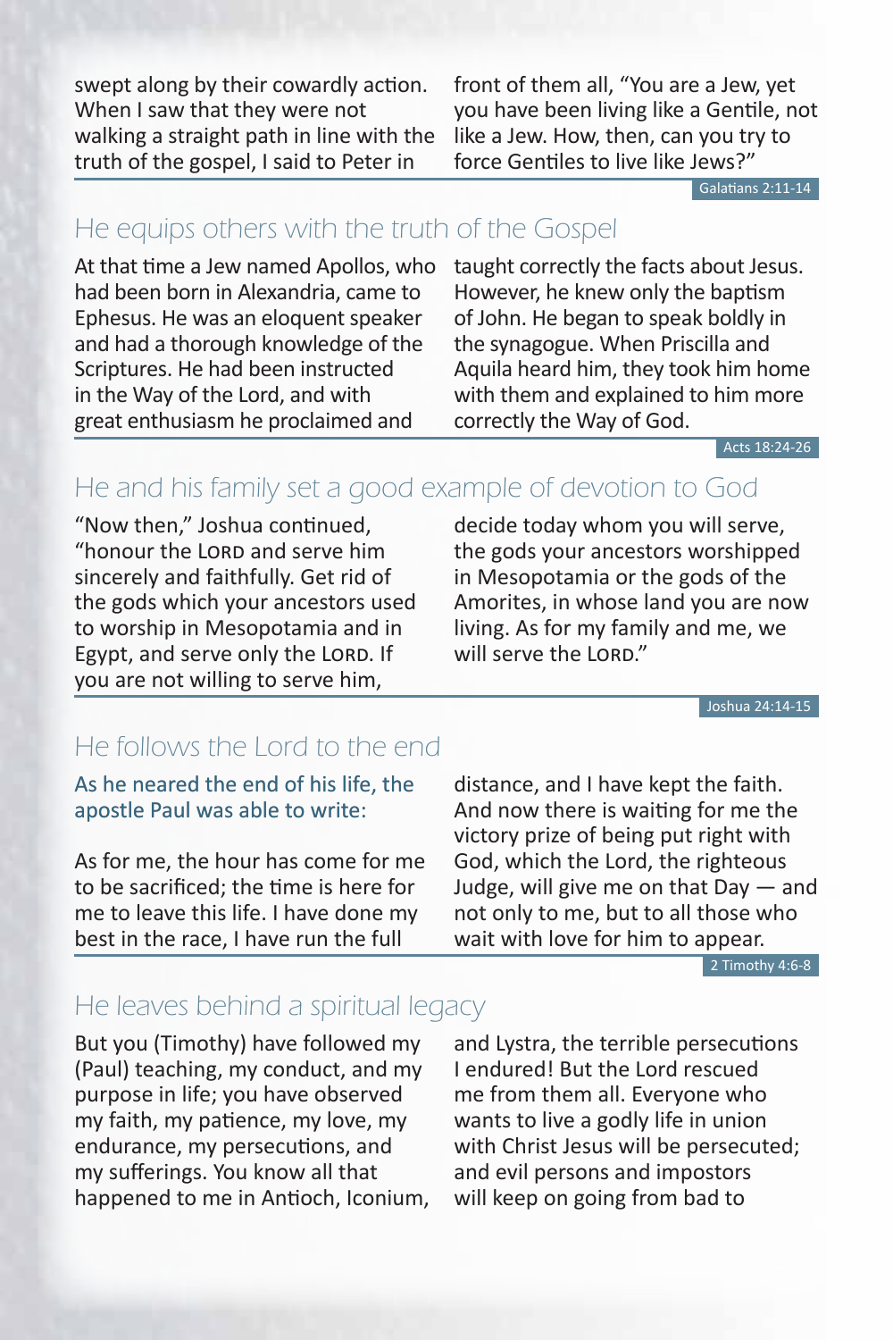swept along by their cowardly action. When I saw that they were not walking a straight path in line with the truth of the gospel, I said to Peter in front of them all, "You are a Jew, yet you have been living like a Gentile, not like a Jew. How, then, can you try to force Gentiles to live like Jews?"

Galatians 2:11-14

## He equips others with the truth of the Gospel

At that time a Jew named Apollos, who had been born in Alexandria, came to Ephesus. He was an eloquent speaker and had a thorough knowledge of the Scriptures. He had been instructed in the Way of the Lord, and with great enthusiasm he proclaimed and taught correctly the facts about Jesus. However, he knew only the baptism of John. He began to speak boldly in the synagogue. When Priscilla and Aquila heard him, they took him home with them and explained to him more correctly the Way of God.

Acts 18:24-26

## He and his family set a good example of devotion to God

"Now then," Joshua continued, "honour the LORD and serve him sincerely and faithfully. Get rid of the gods which your ancestors used to worship in Mesopotamia and in Egypt, and serve only the LORD. If you are not willing to serve him, decide today whom you will serve, the gods your ancestors worshipped in Mesopotamia or the gods of the Amorites, in whose land you are now living. As for my family and me, we will serve the LORD."

Joshua 24:14-15

## He follows the Lord to the end

As he neared the end of his life, the apostle Paul was able to write:

As for me, the hour has come for me to be sacrificed; the time is here for me to leave this life. I have done my best in the race, I have run the full distance, and I have kept the faith. And now there is waiting for me the victory prize of being put right with God, which the Lord, the righteous Judge, will give me on that Day — and not only to me, but to all those who wait with love for him to appear.

2 Timothy 4:6-8

## He leaves behind a spiritual legacy

But you (Timothy) have followed my (Paul) teaching, my conduct, and my purpose in life; you have observed my faith, my patience, my love, my endurance, my persecutions, and my sufferings. You know all that happened to me in Antioch, Iconium, and Lystra, the terrible persecutions I endured! But the Lord rescued me from them all. Everyone who wants to live a godly life in union with Christ Jesus will be persecuted; and evil persons and impostors will keep on going from bad to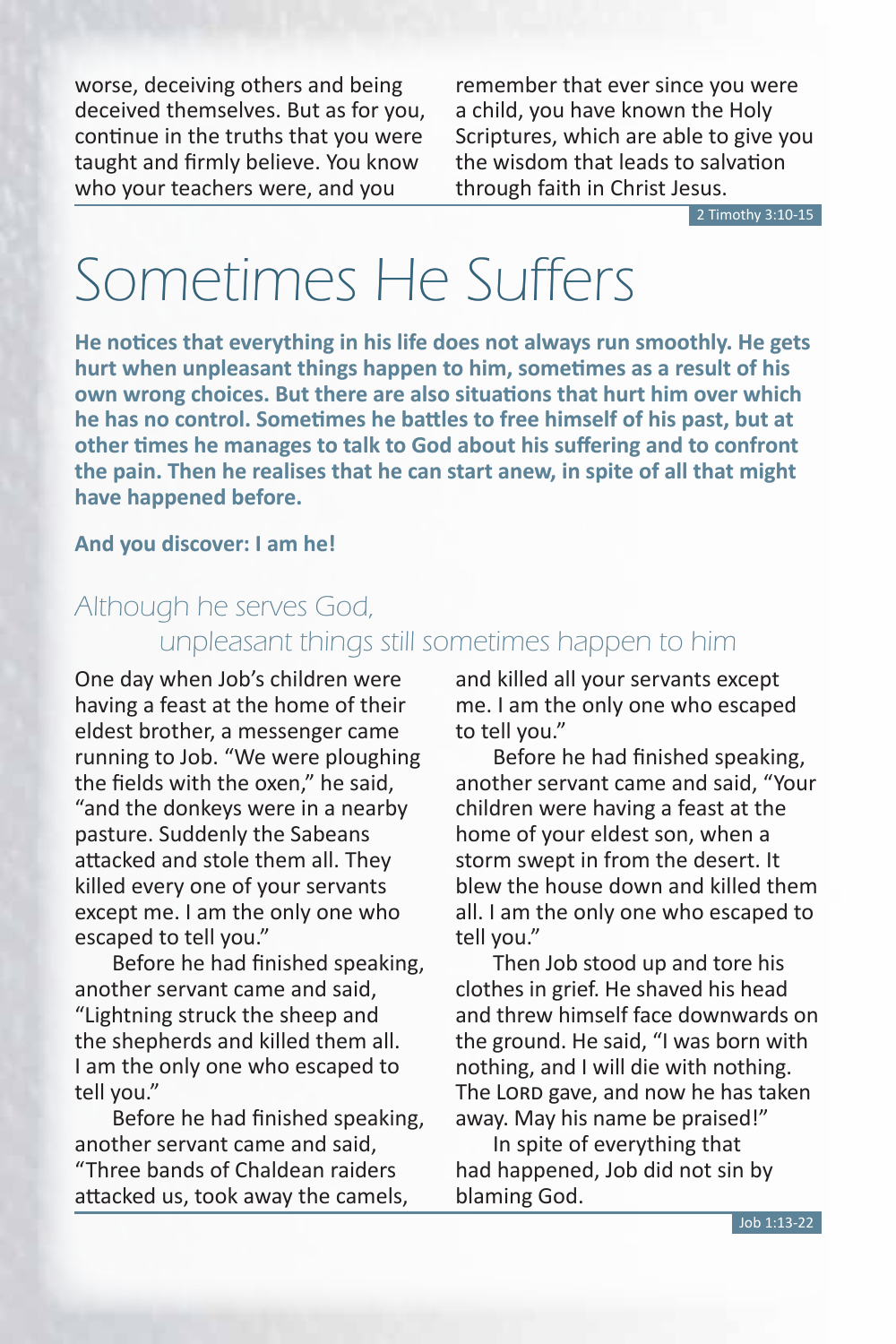worse, deceiving others and being deceived themselves. But as for you, continue in the truths that you were taught and firmly believe. You know who your teachers were, and you remember that ever since you were a child, you have known the Holy Scriptures, which are able to give you the wisdom that leads to salvation through faith in Christ Jesus.

2 Timothy 3:10-15

# Sometimes He Suffers

**He notices that everything in his life does not always run smoothly. He gets hurt when unpleasant things happen to him, sometimes as a result of his own wrong choices. But there are also situations that hurt him over which he has no control. Sometimes he battles to free himself of his past, but at other times he manages to talk to God about his suffering and to confront the pain. Then he realises that he can start anew, in spite of all that might have happened before.**

**And you discover: I am he!**

## *Although he serves God, unpleasant things still sometimes happen to him*

One day when Job's children were having a feast at the home of their eldest brother, a messenger came running to Job. "We were ploughing the fields with the oxen," he said, "and the donkeys were in a nearby pasture. Suddenly the Sabeans attacked and stole them all. They killed every one of your servants except me. I am the only one who escaped to tell you."

Before he had finished speaking, another servant came and said, "Lightning struck the sheep and the shepherds and killed them all. I am the only one who escaped to tell you."

Before he had finished speaking, another servant came and said, "Three bands of Chaldean raiders attacked us, took away the camels, and killed all your servants except me. I am the only one who escaped to tell you."

Before he had finished speaking, another servant came and said, "Your children were having a feast at the home of your eldest son, when a storm swept in from the desert. It blew the house down and killed them all. I am the only one who escaped to tell you."

Then Job stood up and tore his clothes in grief. He shaved his head and threw himself face downwards on the ground. He said, "I was born with nothing, and I will die with nothing. The LORD gave, and now he has taken away. May his name be praised!"

In spite of everything that had happened, Job did not sin by blaming God.

Job 1:13-22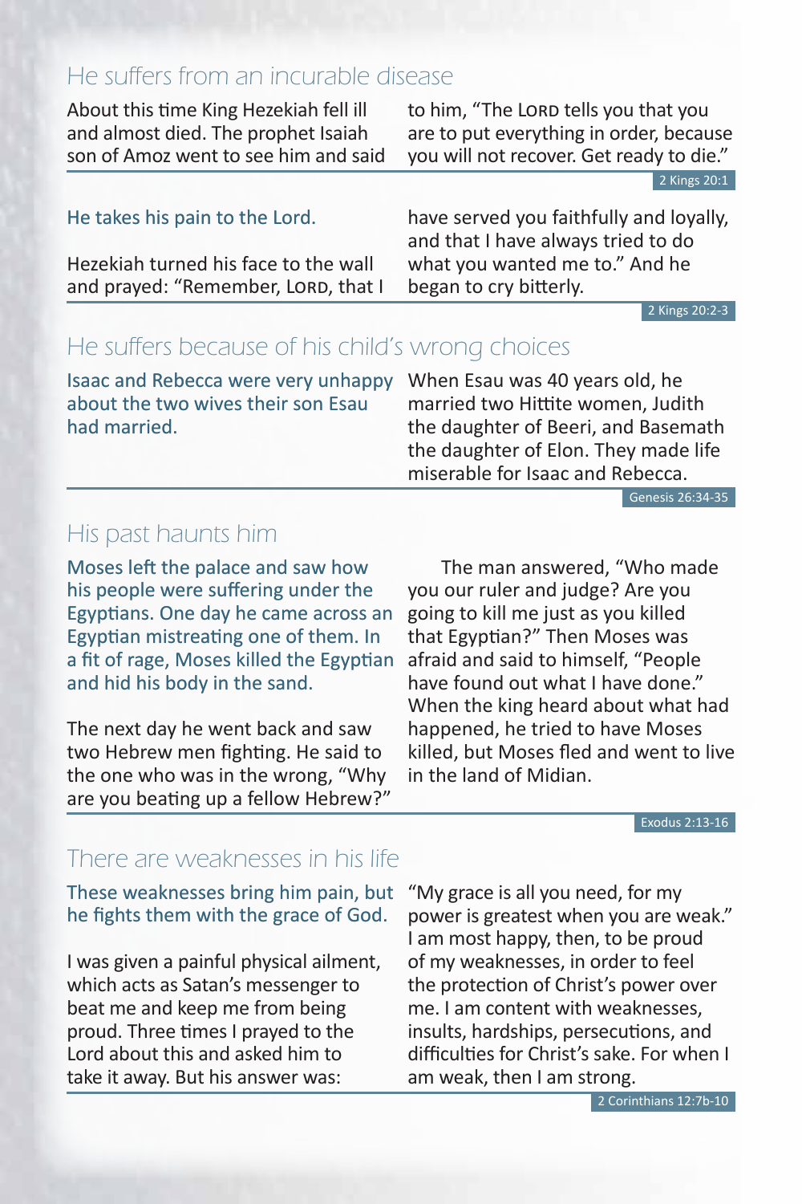## He suffers from an incurable disease

About this time King Hezekiah fell ill and almost died. The prophet Isaiah son of Amoz went to see him and said to him, "The LORD tells you that you are to put everything in order, because you will not recover. Get ready to die."

2 Kings 20:1

He takes his pain to the Lord.

Hezekiah turned his face to the wall and prayed: "Remember, LORD, that I have served you faithfully and loyally, and that I have always tried to do what you wanted me to." And he began to cry bitterly.

2 Kings 20:2-3

## He suffers because of his child's wrong choices

Isaac and Rebecca were very unhappy about the two wives their son Esau had married.

When Esau was 40 years old, he married two Hittite women, Judith the daughter of Beeri, and Basemath the daughter of Elon. They made life miserable for Isaac and Rebecca.

Genesis 26:34-35

## His past haunts him

Moses left the palace and saw how his people were suffering under the Egyptians. One day he came across an Egyptian mistreating one of them. In a fit of rage, Moses killed the Egyptian and hid his body in the sand.

The next day he went back and saw two Hebrew men fighting. He said to the one who was in the wrong, "Why are you beating up a fellow Hebrew?"

The man answered, "Who made you our ruler and judge? Are you going to kill me just as you killed that Egyptian?" Then Moses was afraid and said to himself, "People have found out what I have done." When the king heard about what had happened, he tried to have Moses killed, but Moses fled and went to live in the land of Midian.

Exodus 2:13-16

## There are weaknesses in his life

These weaknesses bring him pain, but he fights them with the grace of God.

I was given a painful physical ailment, which acts as Satan's messenger to beat me and keep me from being proud. Three times I prayed to the Lord about this and asked him to take it away. But his answer was: "My grace is all you need, for my power is greatest when you are weak." I am most happy, then, to be proud of my weaknesses, in order to feel the protection of Christ's power over me. I am content with weaknesses, insults, hardships, persecutions, and difficulties for Christ's sake. For when I am weak, then I am strong.

2 Corinthians 12:7b-10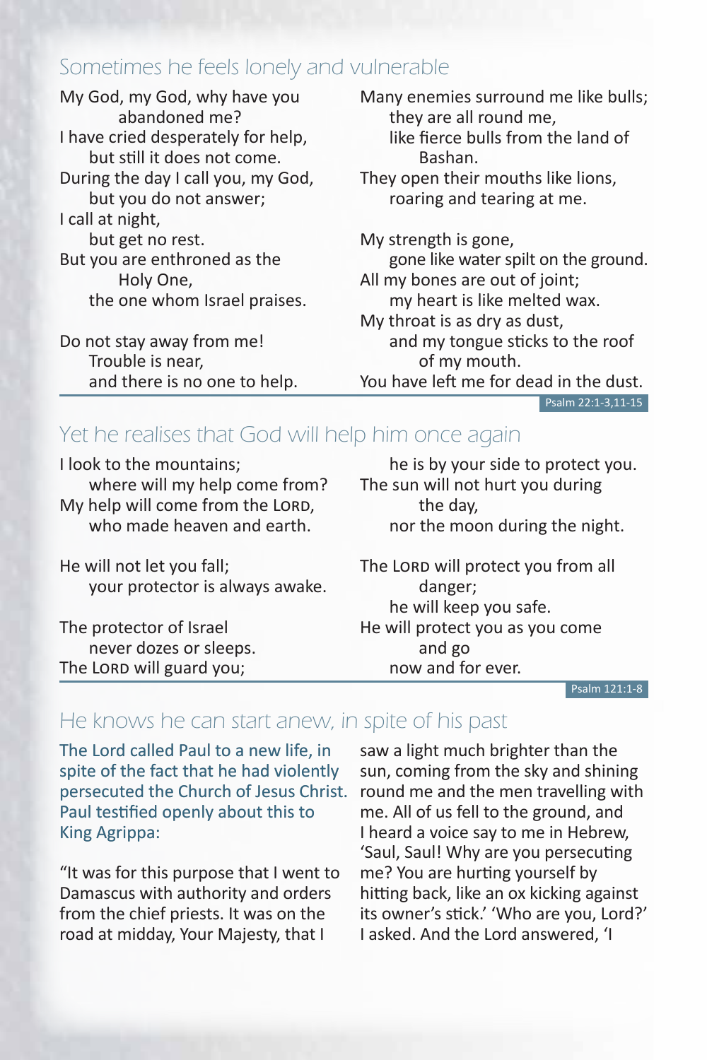## Sometimes he feels lonely and vulnerable

My God, my God, why have you abandoned me?
I have cried desperately for help, but still it does not come.
During the day I call you, my God, but you do not answer;
I call at night, but get no rest.
But you are enthroned as the Holy One, the one whom Israel praises.

Do not stay away from me!
Trouble is near, and there is no one to help.

Many enemies surround me like bulls; they are all round me, like fierce bulls from the land of Bashan.
They open their mouths like lions, roaring and tearing at me.

My strength is gone, gone like water spilt on the ground.
All my bones are out of joint; my heart is like melted wax.
My throat is as dry as dust, and my tongue sticks to the roof of my mouth.
You have left me for dead in the dust.

Psalm 22:1-3,11-15

## Yet he realises that God will help him once again

I look to the mountains; where will my help come from?
My help will come from the LORD, who made heaven and earth.

He will not let you fall; your protector is always awake.

The protector of Israel never dozes or sleeps.
The LORD will guard you; he is by your side to protect you.
The sun will not hurt you during the day, nor the moon during the night.

The LORD will protect you from all danger; he will keep you safe.
He will protect you as you come and go now and for ever.

Psalm 121:1-8

## He knows he can start anew, in spite of his past

The Lord called Paul to a new life, in spite of the fact that he had violently persecuted the Church of Jesus Christ. Paul testified openly about this to King Agrippa:

"It was for this purpose that I went to Damascus with authority and orders from the chief priests. It was on the road at midday, Your Majesty, that I saw a light much brighter than the sun, coming from the sky and shining round me and the men travelling with me. All of us fell to the ground, and I heard a voice say to me in Hebrew, 'Saul, Saul! Why are you persecuting me? You are hurting yourself by hitting back, like an ox kicking against its owner's stick.' 'Who are you, Lord?' I asked. And the Lord answered, 'I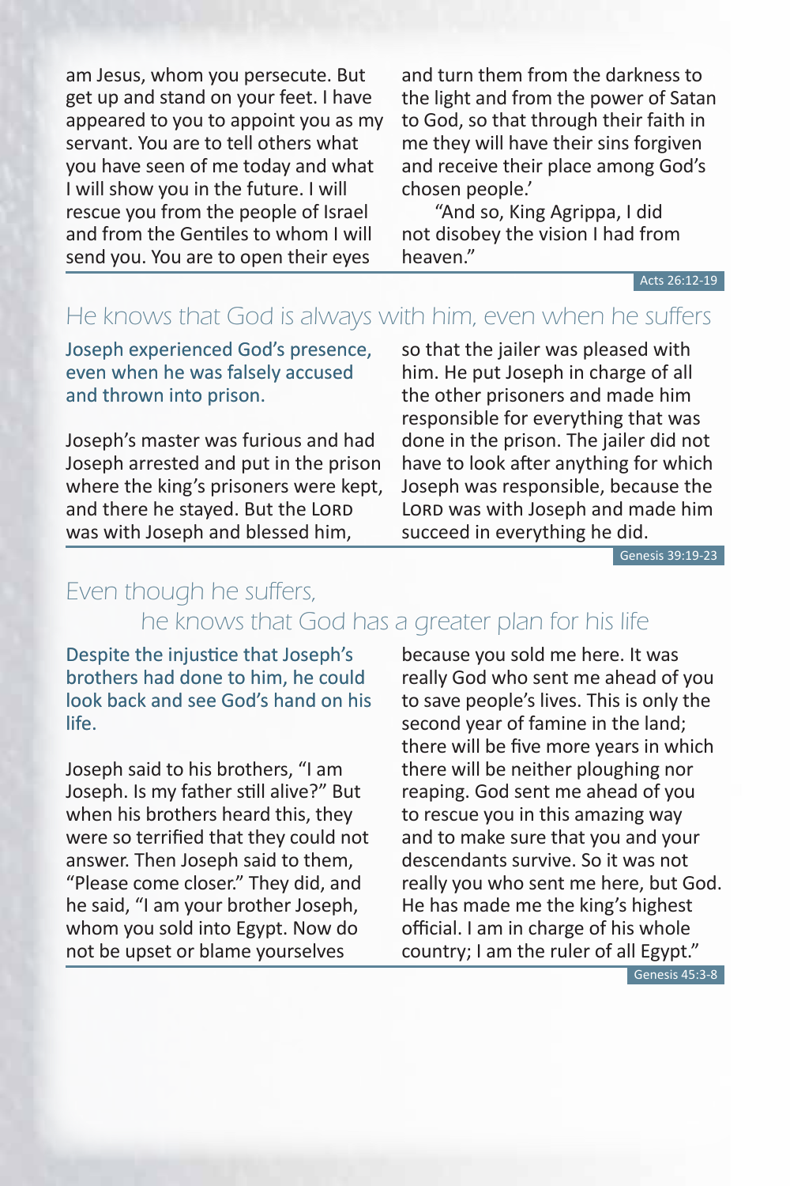am Jesus, whom you persecute. But get up and stand on your feet. I have appeared to you to appoint you as my servant. You are to tell others what you have seen of me today and what I will show you in the future. I will rescue you from the people of Israel and from the Gentiles to whom I will send you. You are to open their eyes and turn them from the darkness to the light and from the power of Satan to God, so that through their faith in me they will have their sins forgiven and receive their place among God's chosen people.'

"And so, King Agrippa, I did not disobey the vision I had from heaven."

Acts 26:12-19

## He knows that God is always with him, even when he suffers

Joseph experienced God's presence, even when he was falsely accused and thrown into prison.

Joseph's master was furious and had Joseph arrested and put in the prison where the king's prisoners were kept, and there he stayed. But the LORD was with Joseph and blessed him, so that the jailer was pleased with him. He put Joseph in charge of all the other prisoners and made him responsible for everything that was done in the prison. The jailer did not have to look after anything for which Joseph was responsible, because the LORD was with Joseph and made him succeed in everything he did.

Genesis 39:19-23

## Even though he suffers, he knows that God has a greater plan for his life

Despite the injustice that Joseph's brothers had done to him, he could look back and see God's hand on his life.

Joseph said to his brothers, "I am Joseph. Is my father still alive?" But when his brothers heard this, they were so terrified that they could not answer. Then Joseph said to them, "Please come closer." They did, and he said, "I am your brother Joseph, whom you sold into Egypt. Now do not be upset or blame yourselves because you sold me here. It was really God who sent me ahead of you to save people's lives. This is only the second year of famine in the land; there will be five more years in which there will be neither ploughing nor reaping. God sent me ahead of you to rescue you in this amazing way and to make sure that you and your descendants survive. So it was not really you who sent me here, but God. He has made me the king's highest official. I am in charge of his whole country; I am the ruler of all Egypt."

Genesis 45:3-8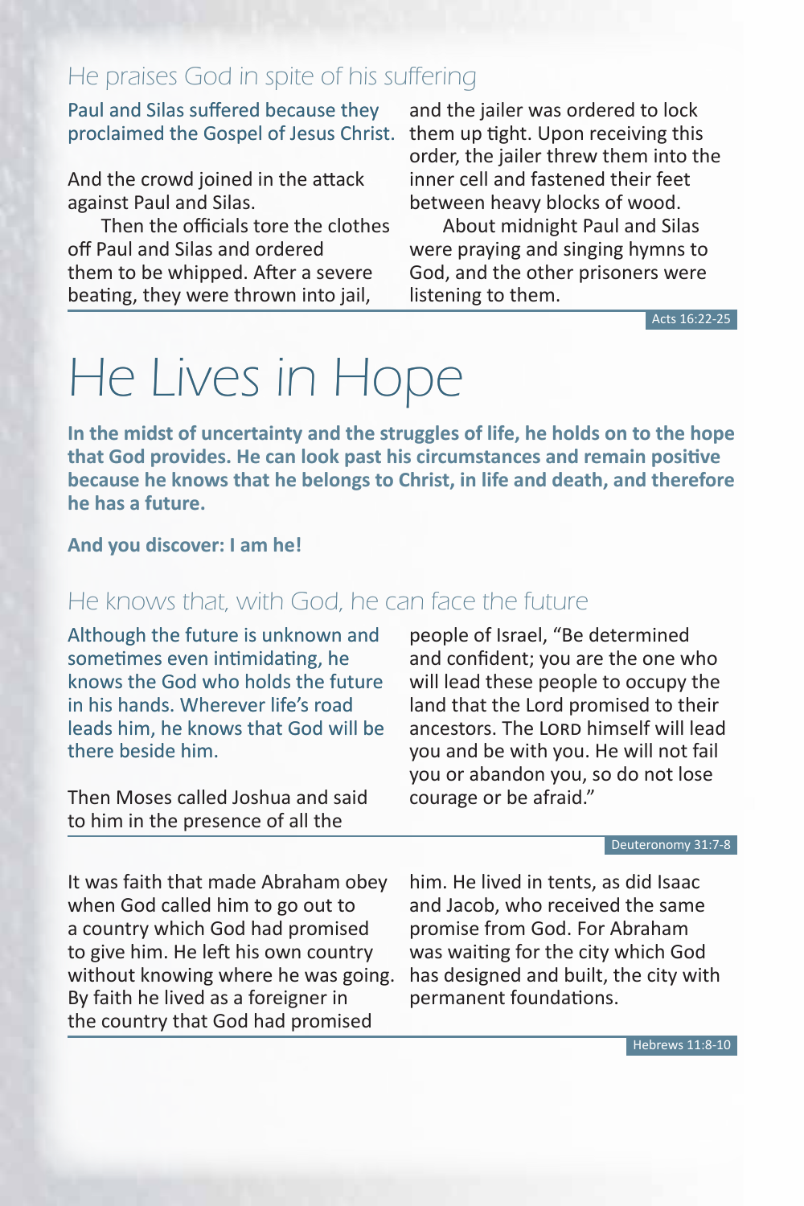### He praises God in spite of his suffering

Paul and Silas suffered because they proclaimed the Gospel of Jesus Christ.

And the crowd joined in the attack against Paul and Silas.

Then the officials tore the clothes off Paul and Silas and ordered them to be whipped. After a severe beating, they were thrown into jail, and the jailer was ordered to lock them up tight. Upon receiving this order, the jailer threw them into the inner cell and fastened their feet between heavy blocks of wood.

About midnight Paul and Silas were praying and singing hymns to God, and the other prisoners were listening to them.

Acts 16:22-25

# He Lives in Hope

**In the midst of uncertainty and the struggles of life, he holds on to the hope that God provides. He can look past his circumstances and remain positive because he knows that he belongs to Christ, in life and death, and therefore he has a future.**

**And you discover: I am he!**

### He knows that, with God, he can face the future

Although the future is unknown and sometimes even intimidating, he knows the God who holds the future in his hands. Wherever life's road leads him, he knows that God will be there beside him.

Then Moses called Joshua and said to him in the presence of all the people of Israel, "Be determined and confident; you are the one who will lead these people to occupy the land that the Lord promised to their ancestors. The LORD himself will lead you and be with you. He will not fail you or abandon you, so do not lose courage or be afraid."

Deuteronomy 31:7-8

It was faith that made Abraham obey when God called him to go out to a country which God had promised to give him. He left his own country without knowing where he was going. By faith he lived as a foreigner in the country that God had promised him. He lived in tents, as did Isaac and Jacob, who received the same promise from God. For Abraham was waiting for the city which God has designed and built, the city with permanent foundations.

Hebrews 11:8-10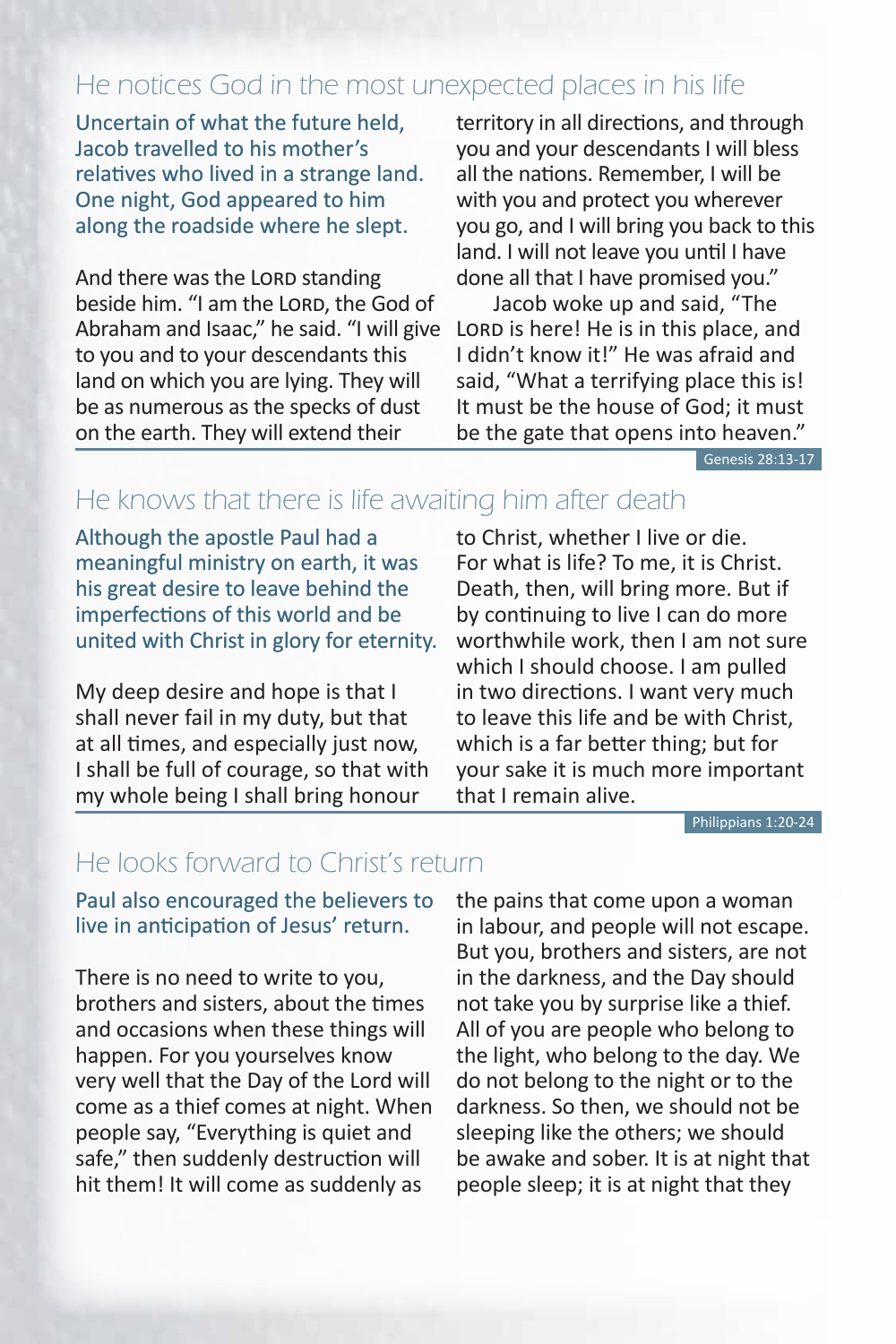## He notices God in the most unexpected places in his life

**Uncertain of what the future held, Jacob travelled to his mother's relatives who lived in a strange land. One night, God appeared to him along the roadside where he slept.**

And there was the LORD standing beside him. "I am the LORD, the God of Abraham and Isaac," he said. "I will give to you and to your descendants this land on which you are lying. They will be as numerous as the specks of dust on the earth. They will extend their territory in all directions, and through you and your descendants I will bless all the nations. Remember, I will be with you and protect you wherever you go, and I will bring you back to this land. I will not leave you until I have done all that I have promised you."

Jacob woke up and said, "The LORD is here! He is in this place, and I didn't know it!" He was afraid and said, "What a terrifying place this is! It must be the house of God; it must be the gate that opens into heaven."

Genesis 28:13-17

## He knows that there is life awaiting him after death

**Although the apostle Paul had a meaningful ministry on earth, it was his great desire to leave behind the imperfections of this world and be united with Christ in glory for eternity.**

My deep desire and hope is that I shall never fail in my duty, but that at all times, and especially just now, I shall be full of courage, so that with my whole being I shall bring honour to Christ, whether I live or die. For what is life? To me, it is Christ. Death, then, will bring more. But if by continuing to live I can do more worthwhile work, then I am not sure which I should choose. I am pulled in two directions. I want very much to leave this life and be with Christ, which is a far better thing; but for your sake it is much more important that I remain alive.

Philippians 1:20-24

## He looks forward to Christ's return

**Paul also encouraged the believers to live in anticipation of Jesus' return.**

There is no need to write to you, brothers and sisters, about the times and occasions when these things will happen. For you yourselves know very well that the Day of the Lord will come as a thief comes at night. When people say, "Everything is quiet and safe," then suddenly destruction will hit them! It will come as suddenly as the pains that come upon a woman in labour, and people will not escape. But you, brothers and sisters, are not in the darkness, and the Day should not take you by surprise like a thief. All of you are people who belong to the light, who belong to the day. We do not belong to the night or to the darkness. So then, we should not be sleeping like the others; we should be awake and sober. It is at night that people sleep; it is at night that they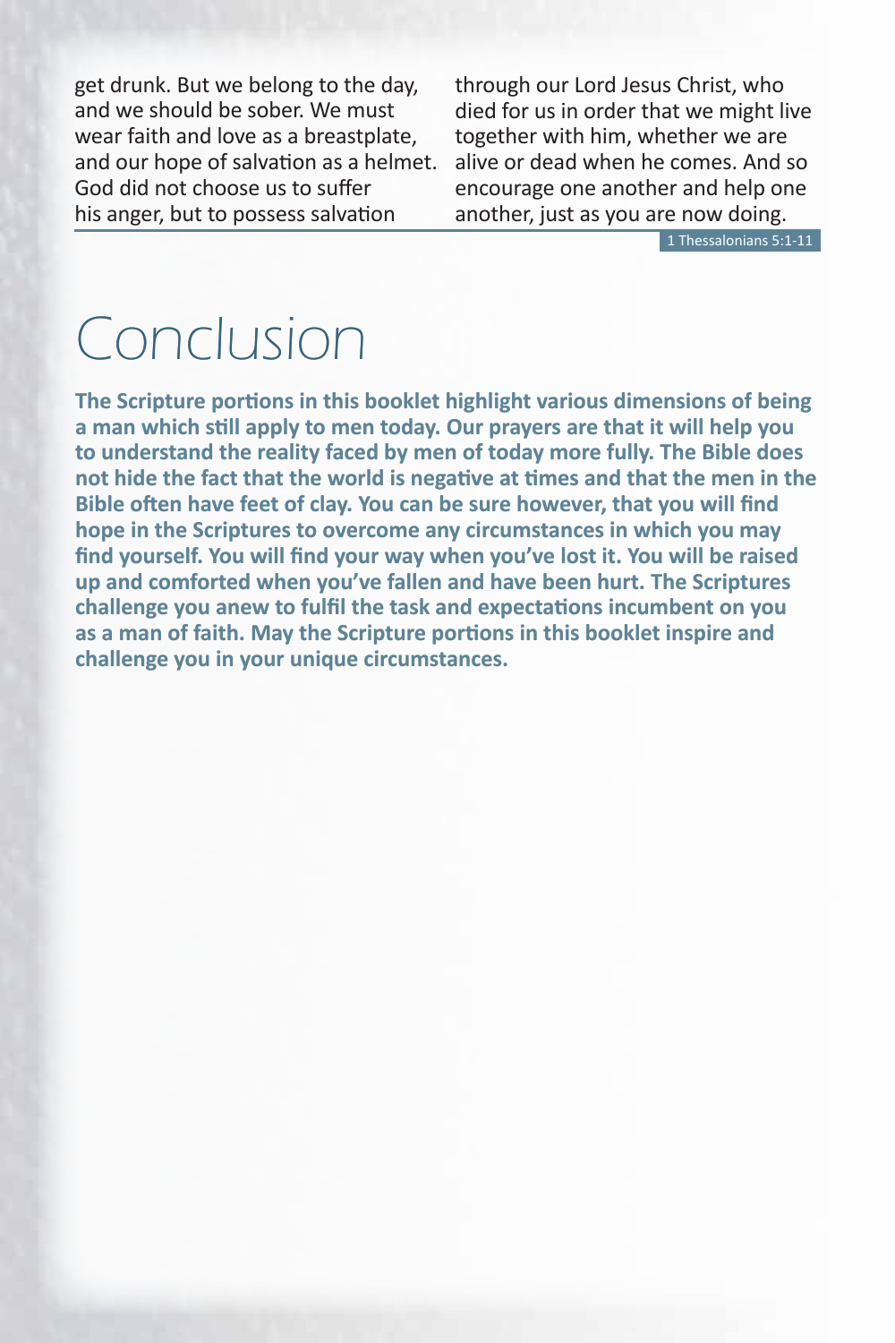get drunk. But we belong to the day, and we should be sober. We must wear faith and love as a breastplate, and our hope of salvation as a helmet. God did not choose us to suffer his anger, but to possess salvation through our Lord Jesus Christ, who died for us in order that we might live together with him, whether we are alive or dead when he comes. And so encourage one another and help one another, just as you are now doing.

1 Thessalonians 5:1-11

# Conclusion

**The Scripture portions in this booklet highlight various dimensions of being a man which still apply to men today. Our prayers are that it will help you to understand the reality faced by men of today more fully. The Bible does not hide the fact that the world is negative at times and that the men in the Bible often have feet of clay. You can be sure however, that you will find hope in the Scriptures to overcome any circumstances in which you may find yourself. You will find your way when you've lost it. You will be raised up and comforted when you've fallen and have been hurt. The Scriptures challenge you anew to fulfil the task and expectations incumbent on you as a man of faith. May the Scripture portions in this booklet inspire and challenge you in your unique circumstances.**